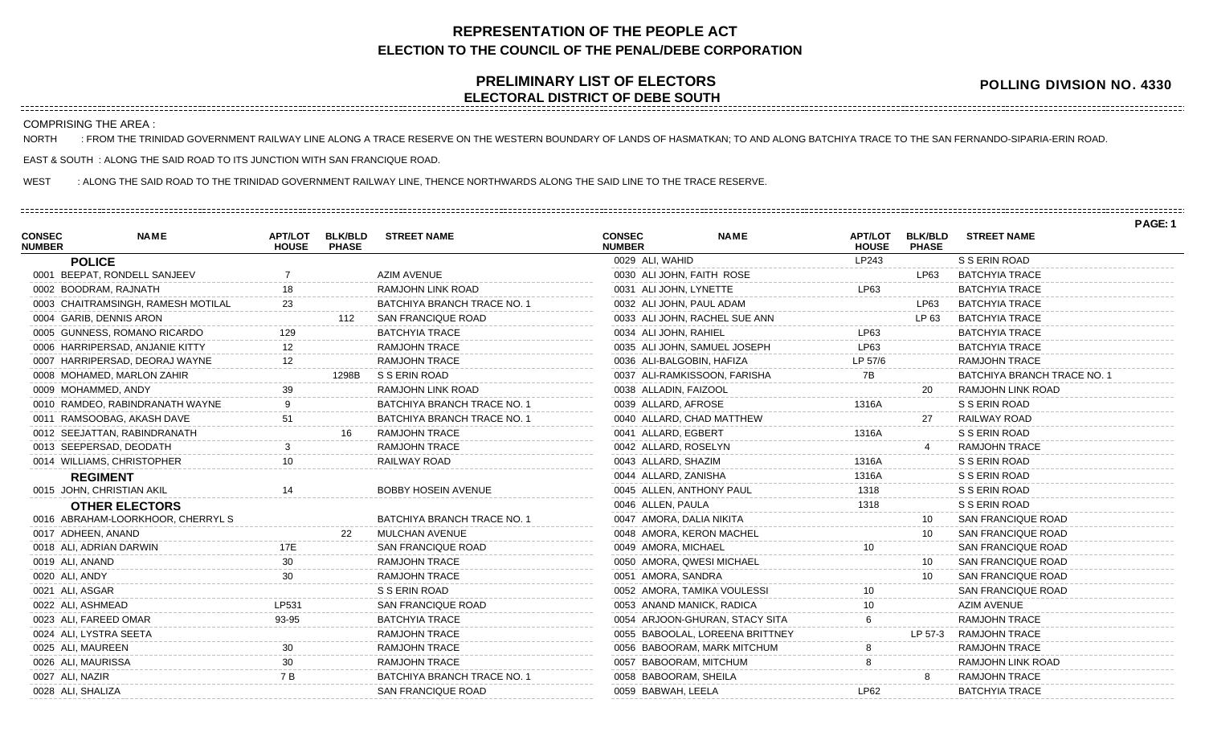# REPRESENTATION OF THE PEOPLE ACT
## ELECTION TO THE COUNCIL OF THE PENAL/DEBE CORPORATION

## PRELIMINARY LIST OF ELECTORS
## ELECTORAL DISTRICT OF DEBE SOUTH

**POLLING DIVISION NO. 4330**

COMPRISING THE AREA :

NORTH : FROM THE TRINIDAD GOVERNMENT RAILWAY LINE ALONG A TRACE RESERVE ON THE WESTERN BOUNDARY OF LANDS OF HASMATKAN; TO AND ALONG BATCHIYA TRACE TO THE SAN FERNANDO-SIPARIA-ERIN ROAD.

EAST & SOUTH : ALONG THE SAID ROAD TO ITS JUNCTION WITH SAN FRANCIQUE ROAD.

WEST : ALONG THE SAID ROAD TO THE TRINIDAD GOVERNMENT RAILWAY LINE, THENCE NORTHWARDS ALONG THE SAID LINE TO THE TRACE RESERVE.

PAGE: 1

| CONSEC NUMBER | NAME | APT/LOT HOUSE | BLK/BLD PHASE | STREET NAME |
|---|---|---|---|---|
| **POLICE** | | | | |
| 0001 | BEEPAT, RONDELL SANJEEV | 7 | | AZIM AVENUE |
| 0002 | BOODRAM, RAJNATH | 18 | | RAMJOHN LINK ROAD |
| 0003 | CHAITRAMSINGH, RAMESH MOTILAL | 23 | | BATCHIYA BRANCH TRACE NO. 1 |
| 0004 | GARIB, DENNIS ARON | | 112 | SAN FRANCIQUE ROAD |
| 0005 | GUNNESS, ROMANO RICARDO | 129 | | BATCHYIA TRACE |
| 0006 | HARRIPERSAD, ANJANIE KITTY | 12 | | RAMJOHN TRACE |
| 0007 | HARRIPERSAD, DEORAJ WAYNE | 12 | | RAMJOHN TRACE |
| 0008 | MOHAMED, MARLON ZAHIR | | 1298B | S S ERIN ROAD |
| 0009 | MOHAMMED, ANDY | 39 | | RAMJOHN LINK ROAD |
| 0010 | RAMDEO, RABINDRANATH WAYNE | 9 | | BATCHIYA BRANCH TRACE NO. 1 |
| 0011 | RAMSOOBAG, AKASH DAVE | 51 | | BATCHIYA BRANCH TRACE NO. 1 |
| 0012 | SEEJATTAN, RABINDRANATH | | 16 | RAMJOHN TRACE |
| 0013 | SEEPERSAD, DEODATH | 3 | | RAMJOHN TRACE |
| 0014 | WILLIAMS, CHRISTOPHER | 10 | | RAILWAY ROAD |
| **REGIMENT** | | | | |
| 0015 | JOHN, CHRISTIAN AKIL | 14 | | BOBBY HOSEIN AVENUE |
| **OTHER ELECTORS** | | | | |
| 0016 | ABRAHAM-LOORKHOOR, CHERRYL S | | | BATCHIYA BRANCH TRACE NO. 1 |
| 0017 | ADHEEN, ANAND | | 22 | MULCHAN AVENUE |
| 0018 | ALI, ADRIAN DARWIN | 17E | | SAN FRANCIQUE ROAD |
| 0019 | ALI, ANAND | 30 | | RAMJOHN TRACE |
| 0020 | ALI, ANDY | 30 | | RAMJOHN TRACE |
| 0021 | ALI, ASGAR | | | S S ERIN ROAD |
| 0022 | ALI, ASHMEAD | LP531 | | SAN FRANCIQUE ROAD |
| 0023 | ALI, FAREED OMAR | 93-95 | | BATCHYIA TRACE |
| 0024 | ALI, LYSTRA SEETA | | | RAMJOHN TRACE |
| 0025 | ALI, MAUREEN | 30 | | RAMJOHN TRACE |
| 0026 | ALI, MAURISSA | 30 | | RAMJOHN TRACE |
| 0027 | ALI, NAZIR | 7 B | | BATCHIYA BRANCH TRACE NO. 1 |
| 0028 | ALI, SHALIZA | | | SAN FRANCIQUE ROAD |
| 0029 | ALI, WAHID | LP243 | | S S ERIN ROAD |
| 0030 | ALI JOHN, FAITH ROSE | | LP63 | BATCHYIA TRACE |
| 0031 | ALI JOHN, LYNETTE | LP63 | | BATCHYIA TRACE |
| 0032 | ALI JOHN, PAUL ADAM | | LP63 | BATCHYIA TRACE |
| 0033 | ALI JOHN, RACHEL SUE ANN | | LP 63 | BATCHYIA TRACE |
| 0034 | ALI JOHN, RAHIEL | LP63 | | BATCHYIA TRACE |
| 0035 | ALI JOHN, SAMUEL JOSEPH | LP63 | | BATCHYIA TRACE |
| 0036 | ALI-BALGOBIN, HAFIZA | LP 57/6 | | RAMJOHN TRACE |
| 0037 | ALI-RAMKISSOON, FARISHA | 7B | | BATCHIYA BRANCH TRACE NO. 1 |
| 0038 | ALLADIN, FAIZOOL | | 20 | RAMJOHN LINK ROAD |
| 0039 | ALLARD, AFROSE | 1316A | | S S ERIN ROAD |
| 0040 | ALLARD, CHAD MATTHEW | | 27 | RAILWAY ROAD |
| 0041 | ALLARD, EGBERT | 1316A | | S S ERIN ROAD |
| 0042 | ALLARD, ROSELYN | | 4 | RAMJOHN TRACE |
| 0043 | ALLARD, SHAZIM | 1316A | | S S ERIN ROAD |
| 0044 | ALLARD, ZANISHA | 1316A | | S S ERIN ROAD |
| 0045 | ALLEN, ANTHONY PAUL | 1318 | | S S ERIN ROAD |
| 0046 | ALLEN, PAULA | 1318 | | S S ERIN ROAD |
| 0047 | AMORA, DALIA NIKITA | | 10 | SAN FRANCIQUE ROAD |
| 0048 | AMORA, KERON MACHEL | | 10 | SAN FRANCIQUE ROAD |
| 0049 | AMORA, MICHAEL | 10 | | SAN FRANCIQUE ROAD |
| 0050 | AMORA, QWESI MICHAEL | | 10 | SAN FRANCIQUE ROAD |
| 0051 | AMORA, SANDRA | | 10 | SAN FRANCIQUE ROAD |
| 0052 | AMORA, TAMIKA VOULESSI | 10 | | SAN FRANCIQUE ROAD |
| 0053 | ANAND MANICK, RADICA | 10 | | AZIM AVENUE |
| 0054 | ARJOON-GHURAN, STACY SITA | 6 | | RAMJOHN TRACE |
| 0055 | BABOOLAL, LOREENA BRITTNEY | | LP 57-3 | RAMJOHN TRACE |
| 0056 | BABOORAM, MARK MITCHUM | 8 | | RAMJOHN TRACE |
| 0057 | BABOORAM, MITCHUM | 8 | | RAMJOHN LINK ROAD |
| 0058 | BABOORAM, SHEILA | | 8 | RAMJOHN TRACE |
| 0059 | BABWAH, LEELA | LP62 | | BATCHYIA TRACE |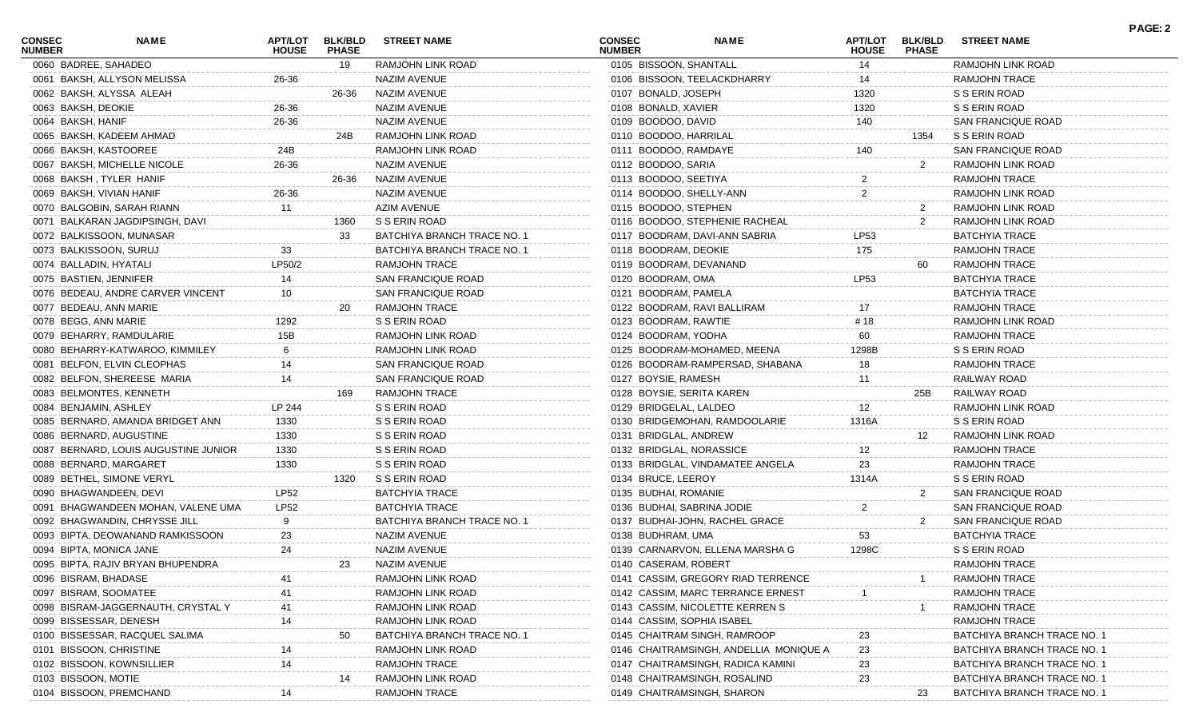| CONSEC NUMBER | NAME | APT/LOT HOUSE | BLK/BLD PHASE | STREET NAME |
|---|---|---|---|---|
| 0060 | BADREE, SAHADEO | | 19 | RAMJOHN LINK ROAD |
| 0061 | BAKSH, ALLYSON MELISSA | 26-36 | | NAZIM AVENUE |
| 0062 | BAKSH, ALYSSA ALEAH | | 26-36 | NAZIM AVENUE |
| 0063 | BAKSH, DEOKIE | 26-36 | | NAZIM AVENUE |
| 0064 | BAKSH, HANIF | 26-36 | | NAZIM AVENUE |
| 0065 | BAKSH, KADEEM AHMAD | | 24B | RAMJOHN LINK ROAD |
| 0066 | BAKSH, KASTOOREE | 24B | | RAMJOHN LINK ROAD |
| 0067 | BAKSH, MICHELLE NICOLE | 26-36 | | NAZIM AVENUE |
| 0068 | BAKSH , TYLER HANIF | | 26-36 | NAZIM AVENUE |
| 0069 | BAKSH, VIVIAN HANIF | 26-36 | | NAZIM AVENUE |
| 0070 | BALGOBIN, SARAH RIANN | 11 | | AZIM AVENUE |
| 0071 | BALKARAN JAGDIPSINGH, DAVI | | 1360 | S S ERIN ROAD |
| 0072 | BALKISSOON, MUNASAR | | 33 | BATCHIYA BRANCH TRACE NO. 1 |
| 0073 | BALKISSOON, SURUJ | 33 | | BATCHIYA BRANCH TRACE NO. 1 |
| 0074 | BALLADIN, HYATALI | LP50/2 | | RAMJOHN TRACE |
| 0075 | BASTIEN, JENNIFER | 14 | | SAN FRANCIQUE ROAD |
| 0076 | BEDEAU, ANDRE CARVER VINCENT | 10 | | SAN FRANCIQUE ROAD |
| 0077 | BEDEAU, ANN MARIE | | 20 | RAMJOHN TRACE |
| 0078 | BEGG, ANN MARIE | 1292 | | S S ERIN ROAD |
| 0079 | BEHARRY, RAMDULARIE | 15B | | RAMJOHN LINK ROAD |
| 0080 | BEHARRY-KATWAROO, KIMMILEY | 6 | | RAMJOHN LINK ROAD |
| 0081 | BELFON, ELVIN CLEOPHAS | 14 | | SAN FRANCIQUE ROAD |
| 0082 | BELFON, SHEREESE MARIA | 14 | | SAN FRANCIQUE ROAD |
| 0083 | BELMONTES, KENNETH | | 169 | RAMJOHN TRACE |
| 0084 | BENJAMIN, ASHLEY | LP 244 | | S S ERIN ROAD |
| 0085 | BERNARD, AMANDA BRIDGET ANN | 1330 | | S S ERIN ROAD |
| 0086 | BERNARD, AUGUSTINE | 1330 | | S S ERIN ROAD |
| 0087 | BERNARD, LOUIS AUGUSTINE JUNIOR | 1330 | | S S ERIN ROAD |
| 0088 | BERNARD, MARGARET | 1330 | | S S ERIN ROAD |
| 0089 | BETHEL, SIMONE VERYL | | 1320 | S S ERIN ROAD |
| 0090 | BHAGWANDEEN, DEVI | LP52 | | BATCHYIA TRACE |
| 0091 | BHAGWANDEEN MOHAN, VALENE UMA | LP52 | | BATCHYIA TRACE |
| 0092 | BHAGWANDIN, CHRYSSE JILL | 9 | | BATCHIYA BRANCH TRACE NO. 1 |
| 0093 | BIPTA, DEOWANAND RAMKISSOON | 23 | | NAZIM AVENUE |
| 0094 | BIPTA, MONICA JANE | 24 | | NAZIM AVENUE |
| 0095 | BIPTA, RAJIV BRYAN BHUPENDRA | | 23 | NAZIM AVENUE |
| 0096 | BISRAM, BHADASE | 41 | | RAMJOHN LINK ROAD |
| 0097 | BISRAM, SOOMATEE | 41 | | RAMJOHN LINK ROAD |
| 0098 | BISRAM-JAGGERNAUTH, CRYSTAL Y | 41 | | RAMJOHN LINK ROAD |
| 0099 | BISSESSAR, DENESH | 14 | | RAMJOHN LINK ROAD |
| 0100 | BISSESSAR, RACQUEL SALIMA | | 50 | BATCHIYA BRANCH TRACE NO. 1 |
| 0101 | BISSOON, CHRISTINE | 14 | | RAMJOHN LINK ROAD |
| 0102 | BISSOON, KOWNSILLIER | 14 | | RAMJOHN TRACE |
| 0103 | BISSOON, MOTIE | | 14 | RAMJOHN LINK ROAD |
| 0104 | BISSOON, PREMCHAND | 14 | | RAMJOHN TRACE |
| 0105 | BISSOON, SHANTALL | 14 | | RAMJOHN LINK ROAD |
| 0106 | BISSOON, TEELACKDHARRY | 14 | | RAMJOHN TRACE |
| 0107 | BONALD, JOSEPH | 1320 | | S S ERIN ROAD |
| 0108 | BONALD, XAVIER | 1320 | | S S ERIN ROAD |
| 0109 | BOODOO, DAVID | 140 | | SAN FRANCIQUE ROAD |
| 0110 | BOODOO, HARRILAL | | 1354 | S S ERIN ROAD |
| 0111 | BOODOO, RAMDAYE | 140 | | SAN FRANCIQUE ROAD |
| 0112 | BOODOO, SARIA | | 2 | RAMJOHN LINK ROAD |
| 0113 | BOODOO, SEETIYA | 2 | | RAMJOHN TRACE |
| 0114 | BOODOO, SHELLY-ANN | 2 | | RAMJOHN LINK ROAD |
| 0115 | BOODOO, STEPHEN | | 2 | RAMJOHN LINK ROAD |
| 0116 | BOODOO, STEPHENIE RACHEAL | | 2 | RAMJOHN LINK ROAD |
| 0117 | BOODRAM, DAVI-ANN SABRIA | LP53 | | BATCHYIA TRACE |
| 0118 | BOODRAM, DEOKIE | 175 | | RAMJOHN TRACE |
| 0119 | BOODRAM, DEVANAND | | 60 | RAMJOHN TRACE |
| 0120 | BOODRAM, OMA | LP53 | | BATCHYIA TRACE |
| 0121 | BOODRAM, PAMELA | | | BATCHYIA TRACE |
| 0122 | BOODRAM, RAVI BALLIRAM | 17 | | RAMJOHN TRACE |
| 0123 | BOODRAM, RAWTIE | # 18 | | RAMJOHN LINK ROAD |
| 0124 | BOODRAM, YODHA | 60 | | RAMJOHN TRACE |
| 0125 | BOODRAM-MOHAMED, MEENA | 1298B | | S S ERIN ROAD |
| 0126 | BOODRAM-RAMPERSAD, SHABANA | 18 | | RAMJOHN TRACE |
| 0127 | BOYSIE, RAMESH | 11 | | RAILWAY ROAD |
| 0128 | BOYSIE, SERITA KAREN | | 25B | RAILWAY ROAD |
| 0129 | BRIDGELAL, LALDEO | 12 | | RAMJOHN LINK ROAD |
| 0130 | BRIDGEMOHAN, RAMDOOLARIE | 1316A | | S S ERIN ROAD |
| 0131 | BRIDGLAL, ANDREW | | 12 | RAMJOHN LINK ROAD |
| 0132 | BRIDGLAL, NORASSICE | 12 | | RAMJOHN TRACE |
| 0133 | BRIDGLAL, VINDAMATEE ANGELA | 23 | | RAMJOHN TRACE |
| 0134 | BRUCE, LEEROY | 1314A | | S S ERIN ROAD |
| 0135 | BUDHAI, ROMANIE | | 2 | SAN FRANCIQUE ROAD |
| 0136 | BUDHAI, SABRINA JODIE | 2 | | SAN FRANCIQUE ROAD |
| 0137 | BUDHAI-JOHN, RACHEL GRACE | | 2 | SAN FRANCIQUE ROAD |
| 0138 | BUDHRAM, UMA | 53 | | BATCHYIA TRACE |
| 0139 | CARNARVON, ELLENA MARSHA G | 1298C | | S S ERIN ROAD |
| 0140 | CASERAM, ROBERT | | | RAMJOHN TRACE |
| 0141 | CASSIM, GREGORY RIAD TERRENCE | | 1 | RAMJOHN TRACE |
| 0142 | CASSIM, MARC TERRANCE ERNEST | 1 | | RAMJOHN TRACE |
| 0143 | CASSIM, NICOLETTE KERREN S | | 1 | RAMJOHN TRACE |
| 0144 | CASSIM, SOPHIA ISABEL | | | RAMJOHN TRACE |
| 0145 | CHAITRAM SINGH, RAMROOP | 23 | | BATCHIYA BRANCH TRACE NO. 1 |
| 0146 | CHAITRAMSINGH, ANDELLIA MONIQUE A | 23 | | BATCHIYA BRANCH TRACE NO. 1 |
| 0147 | CHAITRAMSINGH, RADICA KAMINI | 23 | | BATCHIYA BRANCH TRACE NO. 1 |
| 0148 | CHAITRAMSINGH, ROSALIND | 23 | | BATCHIYA BRANCH TRACE NO. 1 |
| 0149 | CHAITRAMSINGH, SHARON | | 23 | BATCHIYA BRANCH TRACE NO. 1 |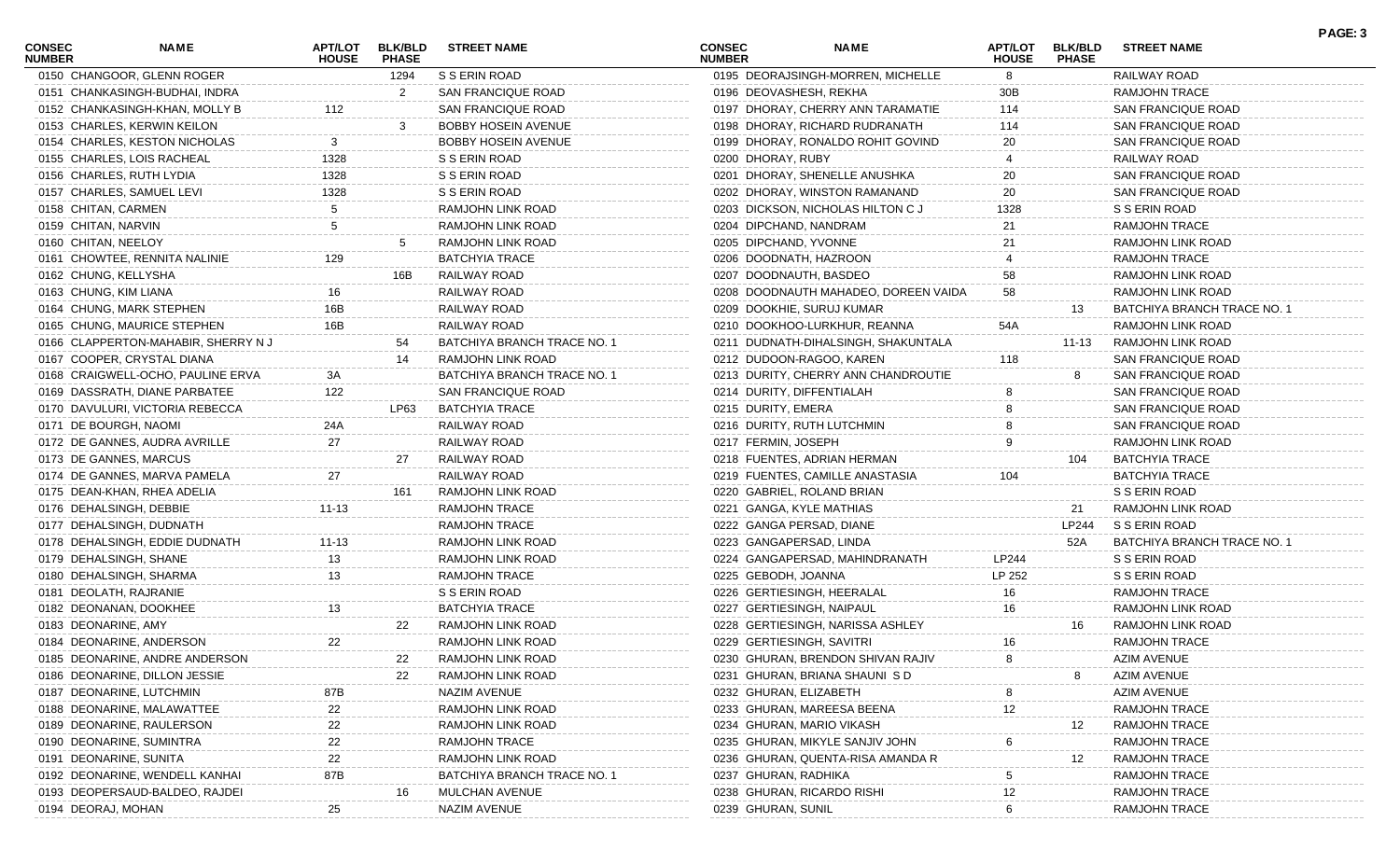| CONSEC NUMBER | NAME | APT/LOT HOUSE | BLK/BLD PHASE | STREET NAME |
|---|---|---|---|---|
| 0150 | CHANGOOR, GLENN ROGER | | 1294 | S S ERIN ROAD |
| 0151 | CHANKASINGH-BUDHAI, INDRA | | 2 | SAN FRANCIQUE ROAD |
| 0152 | CHANKASINGH-KHAN, MOLLY B | 112 | | SAN FRANCIQUE ROAD |
| 0153 | CHARLES, KERWIN KEILON | | 3 | BOBBY HOSEIN AVENUE |
| 0154 | CHARLES, KESTON NICHOLAS | 3 | | BOBBY HOSEIN AVENUE |
| 0155 | CHARLES, LOIS RACHEAL | 1328 | | S S ERIN ROAD |
| 0156 | CHARLES, RUTH LYDIA | 1328 | | S S ERIN ROAD |
| 0157 | CHARLES, SAMUEL LEVI | 1328 | | S S ERIN ROAD |
| 0158 | CHITAN, CARMEN | 5 | | RAMJOHN LINK ROAD |
| 0159 | CHITAN, NARVIN | 5 | | RAMJOHN LINK ROAD |
| 0160 | CHITAN, NEELOY | | 5 | RAMJOHN LINK ROAD |
| 0161 | CHOWTEE, RENNITA NALINIE | 129 | | BATCHYIA TRACE |
| 0162 | CHUNG, KELLYSHA | | 16B | RAILWAY ROAD |
| 0163 | CHUNG, KIM LIANA | 16 | | RAILWAY ROAD |
| 0164 | CHUNG, MARK STEPHEN | 16B | | RAILWAY ROAD |
| 0165 | CHUNG, MAURICE STEPHEN | 16B | | RAILWAY ROAD |
| 0166 | CLAPPERTON-MAHABIR, SHERRY N J | | 54 | BATCHIYA BRANCH TRACE NO. 1 |
| 0167 | COOPER, CRYSTAL DIANA | | 14 | RAMJOHN LINK ROAD |
| 0168 | CRAIGWELL-OCHO, PAULINE ERVA | 3A | | BATCHIYA BRANCH TRACE NO. 1 |
| 0169 | DASSRATH, DIANE PARBATEE | 122 | | SAN FRANCIQUE ROAD |
| 0170 | DAVULURI, VICTORIA REBECCA | | LP63 | BATCHYIA TRACE |
| 0171 | DE BOURGH, NAOMI | 24A | | RAILWAY ROAD |
| 0172 | DE GANNES, AUDRA AVRILLE | 27 | | RAILWAY ROAD |
| 0173 | DE GANNES, MARCUS | | 27 | RAILWAY ROAD |
| 0174 | DE GANNES, MARVA PAMELA | 27 | | RAILWAY ROAD |
| 0175 | DEAN-KHAN, RHEA ADELIA | | 161 | RAMJOHN LINK ROAD |
| 0176 | DEHALSINGH, DEBBIE | 11-13 | | RAMJOHN TRACE |
| 0177 | DEHALSINGH, DUDNATH | | | RAMJOHN TRACE |
| 0178 | DEHALSINGH, EDDIE DUDNATH | 11-13 | | RAMJOHN LINK ROAD |
| 0179 | DEHALSINGH, SHANE | 13 | | RAMJOHN LINK ROAD |
| 0180 | DEHALSINGH, SHARMA | 13 | | RAMJOHN TRACE |
| 0181 | DEOLATH, RAJRANIE | | | S S ERIN ROAD |
| 0182 | DEONANAN, DOOKHEE | 13 | | BATCHYIA TRACE |
| 0183 | DEONARINE, AMY | | 22 | RAMJOHN LINK ROAD |
| 0184 | DEONARINE, ANDERSON | 22 | | RAMJOHN LINK ROAD |
| 0185 | DEONARINE, ANDRE ANDERSON | | 22 | RAMJOHN LINK ROAD |
| 0186 | DEONARINE, DILLON JESSIE | | 22 | RAMJOHN LINK ROAD |
| 0187 | DEONARINE, LUTCHMIN | 87B | | NAZIM AVENUE |
| 0188 | DEONARINE, MALAWATTEE | 22 | | RAMJOHN LINK ROAD |
| 0189 | DEONARINE, RAULERSON | 22 | | RAMJOHN LINK ROAD |
| 0190 | DEONARINE, SUMINTRA | 22 | | RAMJOHN TRACE |
| 0191 | DEONARINE, SUNITA | 22 | | RAMJOHN LINK ROAD |
| 0192 | DEONARINE, WENDELL KANHAI | 87B | | BATCHIYA BRANCH TRACE NO. 1 |
| 0193 | DEOPERSAUD-BALDEO, RAJDEI | | 16 | MULCHAN AVENUE |
| 0194 | DEORAJ, MOHAN | 25 | | NAZIM AVENUE |
| 0195 | DEORAJSINGH-MORREN, MICHELLE | 8 | | RAILWAY ROAD |
| 0196 | DEOVASHESH, REKHA | 30B | | RAMJOHN TRACE |
| 0197 | DHORAY, CHERRY ANN TARAMATIE | 114 | | SAN FRANCIQUE ROAD |
| 0198 | DHORAY, RICHARD RUDRANATH | 114 | | SAN FRANCIQUE ROAD |
| 0199 | DHORAY, RONALDO ROHIT GOVIND | 20 | | SAN FRANCIQUE ROAD |
| 0200 | DHORAY, RUBY | 4 | | RAILWAY ROAD |
| 0201 | DHORAY, SHENELLE ANUSHKA | 20 | | SAN FRANCIQUE ROAD |
| 0202 | DHORAY, WINSTON RAMANAND | 20 | | SAN FRANCIQUE ROAD |
| 0203 | DICKSON, NICHOLAS HILTON C J | 1328 | | S S ERIN ROAD |
| 0204 | DIPCHAND, NANDRAM | 21 | | RAMJOHN TRACE |
| 0205 | DIPCHAND, YVONNE | 21 | | RAMJOHN LINK ROAD |
| 0206 | DOODNATH, HAZROON | 4 | | RAMJOHN TRACE |
| 0207 | DOODNAUTH, BASDEO | 58 | | RAMJOHN LINK ROAD |
| 0208 | DOODNAUTH MAHADEO, DOREEN VAIDA | 58 | | RAMJOHN LINK ROAD |
| 0209 | DOOKHIE, SURUJ KUMAR | | 13 | BATCHIYA BRANCH TRACE NO. 1 |
| 0210 | DOOKHOO-LURKHUR, REANNA | 54A | | RAMJOHN LINK ROAD |
| 0211 | DUDNATH-DIHALSINGH, SHAKUNTALA | | 11-13 | RAMJOHN LINK ROAD |
| 0212 | DUDOON-RAGOO, KAREN | 118 | | SAN FRANCIQUE ROAD |
| 0213 | DURITY, CHERRY ANN CHANDROUTIE | | 8 | SAN FRANCIQUE ROAD |
| 0214 | DURITY, DIFFENTIALAH | 8 | | SAN FRANCIQUE ROAD |
| 0215 | DURITY, EMERA | 8 | | SAN FRANCIQUE ROAD |
| 0216 | DURITY, RUTH LUTCHMIN | 8 | | SAN FRANCIQUE ROAD |
| 0217 | FERMIN, JOSEPH | 9 | | RAMJOHN LINK ROAD |
| 0218 | FUENTES, ADRIAN HERMAN | | 104 | BATCHYIA TRACE |
| 0219 | FUENTES, CAMILLE ANASTASIA | 104 | | BATCHYIA TRACE |
| 0220 | GABRIEL, ROLAND BRIAN | | | S S ERIN ROAD |
| 0221 | GANGA, KYLE MATHIAS | | 21 | RAMJOHN LINK ROAD |
| 0222 | GANGA PERSAD, DIANE | | LP244 | S S ERIN ROAD |
| 0223 | GANGAPERSAD, LINDA | | 52A | BATCHIYA BRANCH TRACE NO. 1 |
| 0224 | GANGAPERSAD, MAHINDRANATH | LP244 | | S S ERIN ROAD |
| 0225 | GEBODH, JOANNA | LP 252 | | S S ERIN ROAD |
| 0226 | GERTIESINGH, HEERALAL | 16 | | RAMJOHN TRACE |
| 0227 | GERTIESINGH, NAIPAUL | 16 | | RAMJOHN LINK ROAD |
| 0228 | GERTIESINGH, NARISSA ASHLEY | | 16 | RAMJOHN LINK ROAD |
| 0229 | GERTIESINGH, SAVITRI | 16 | | RAMJOHN TRACE |
| 0230 | GHURAN, BRENDON SHIVAN RAJIV | 8 | | AZIM AVENUE |
| 0231 | GHURAN, BRIANA SHAUNI S D | | 8 | AZIM AVENUE |
| 0232 | GHURAN, ELIZABETH | 8 | | AZIM AVENUE |
| 0233 | GHURAN, MAREESA BEENA | 12 | | RAMJOHN TRACE |
| 0234 | GHURAN, MARIO VIKASH | | 12 | RAMJOHN TRACE |
| 0235 | GHURAN, MIKYLE SANJIV JOHN | 6 | | RAMJOHN TRACE |
| 0236 | GHURAN, QUENTA-RISA AMANDA R | | 12 | RAMJOHN TRACE |
| 0237 | GHURAN, RADHIKA | 5 | | RAMJOHN TRACE |
| 0238 | GHURAN, RICARDO RISHI | 12 | | RAMJOHN TRACE |
| 0239 | GHURAN, SUNIL | 6 | | RAMJOHN TRACE |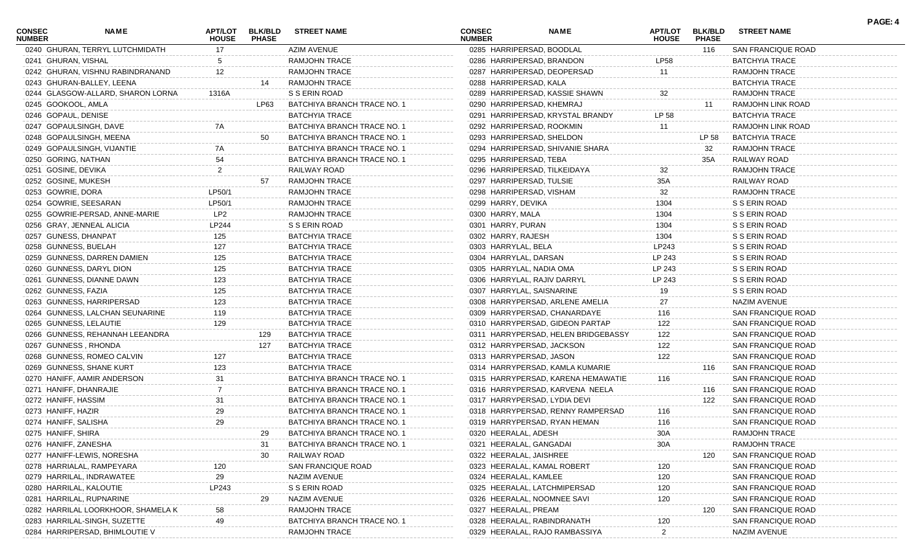| CONSEC NUMBER | NAME | APT/LOT HOUSE | BLK/BLD PHASE | STREET NAME |
|---|---|---|---|---|
| 0240 | GHURAN, TERRYL LUTCHMIDATH | 17 | | AZIM AVENUE |
| 0241 | GHURAN, VISHAL | 5 | | RAMJOHN TRACE |
| 0242 | GHURAN, VISHNU RABINDRANAND | 12 | | RAMJOHN TRACE |
| 0243 | GHURAN-BALLEY, LEENA | | 14 | RAMJOHN TRACE |
| 0244 | GLASGOW-ALLARD, SHARON LORNA | 1316A | | S S ERIN ROAD |
| 0245 | GOOKOOL, AMLA | | LP63 | BATCHIYA BRANCH TRACE NO. 1 |
| 0246 | GOPAUL, DENISE | | | BATCHYIA TRACE |
| 0247 | GOPAULSINGH, DAVE | 7A | | BATCHIYA BRANCH TRACE NO. 1 |
| 0248 | GOPAULSINGH, MEENA | | 50 | BATCHIYA BRANCH TRACE NO. 1 |
| 0249 | GOPAULSINGH, VIJANTIE | 7A | | BATCHIYA BRANCH TRACE NO. 1 |
| 0250 | GORING, NATHAN | 54 | | BATCHIYA BRANCH TRACE NO. 1 |
| 0251 | GOSINE, DEVIKA | 2 | | RAILWAY ROAD |
| 0252 | GOSINE, MUKESH | | 57 | RAMJOHN TRACE |
| 0253 | GOWRIE, DORA | LP50/1 | | RAMJOHN TRACE |
| 0254 | GOWRIE, SEESARAN | LP50/1 | | RAMJOHN TRACE |
| 0255 | GOWRIE-PERSAD, ANNE-MARIE | LP2 | | RAMJOHN TRACE |
| 0256 | GRAY, JENNEAL ALICIA | LP244 | | S S ERIN ROAD |
| 0257 | GUNESS, DHANPAT | 125 | | BATCHYIA TRACE |
| 0258 | GUNNESS, BUELAH | 127 | | BATCHYIA TRACE |
| 0259 | GUNNESS, DARREN DAMIEN | 125 | | BATCHYIA TRACE |
| 0260 | GUNNESS, DARYL DION | 125 | | BATCHYIA TRACE |
| 0261 | GUNNESS, DIANNE DAWN | 123 | | BATCHYIA TRACE |
| 0262 | GUNNESS, FAZIA | 125 | | BATCHYIA TRACE |
| 0263 | GUNNESS, HARRIPERSAD | 123 | | BATCHYIA TRACE |
| 0264 | GUNNESS, LALCHAN SEUNARINE | 119 | | BATCHYIA TRACE |
| 0265 | GUNNESS, LELAUTIE | 129 | | BATCHYIA TRACE |
| 0266 | GUNNESS, REHANNAH LEEANDRA | | 129 | BATCHYIA TRACE |
| 0267 | GUNNESS , RHONDA | | 127 | BATCHYIA TRACE |
| 0268 | GUNNESS, ROMEO CALVIN | 127 | | BATCHYIA TRACE |
| 0269 | GUNNESS, SHANE KURT | 123 | | BATCHYIA TRACE |
| 0270 | HANIFF, AAMIR ANDERSON | 31 | | BATCHIYA BRANCH TRACE NO. 1 |
| 0271 | HANIFF, DHANRAJIE | 7 | | BATCHIYA BRANCH TRACE NO. 1 |
| 0272 | HANIFF, HASSIM | 31 | | BATCHIYA BRANCH TRACE NO. 1 |
| 0273 | HANIFF, HAZIR | 29 | | BATCHIYA BRANCH TRACE NO. 1 |
| 0274 | HANIFF, SALISHA | 29 | | BATCHIYA BRANCH TRACE NO. 1 |
| 0275 | HANIFF, SHIRA | | 29 | BATCHIYA BRANCH TRACE NO. 1 |
| 0276 | HANIFF, ZANESHA | | 31 | BATCHIYA BRANCH TRACE NO. 1 |
| 0277 | HANIFF-LEWIS, NORESHA | | 30 | RAILWAY ROAD |
| 0278 | HARRIALAL, RAMPEYARA | 120 | | SAN FRANCIQUE ROAD |
| 0279 | HARRILAL, INDRAWATEE | 29 | | NAZIM AVENUE |
| 0280 | HARRILAL, KALOUTIE | LP243 | | S S ERIN ROAD |
| 0281 | HARRILAL, RUPNARINE | | 29 | NAZIM AVENUE |
| 0282 | HARRILAL LOORKHOOR, SHAMELA K | 58 | | RAMJOHN TRACE |
| 0283 | HARRILAL-SINGH, SUZETTE | 49 | | BATCHIYA BRANCH TRACE NO. 1 |
| 0284 | HARRIPERSAD, BHIMLOUTIE V | | | RAMJOHN TRACE |
| 0285 | HARRIPERSAD, BOODLAL | | 116 | SAN FRANCIQUE ROAD |
| 0286 | HARRIPERSAD, BRANDON | LP58 | | BATCHYIA TRACE |
| 0287 | HARRIPERSAD, DEOPERSAD | 11 | | RAMJOHN TRACE |
| 0288 | HARRIPERSAD, KALA | | | BATCHYIA TRACE |
| 0289 | HARRIPERSAD, KASSIE SHAWN | 32 | | RAMJOHN TRACE |
| 0290 | HARRIPERSAD, KHEMRAJ | | 11 | RAMJOHN LINK ROAD |
| 0291 | HARRIPERSAD, KRYSTAL BRANDY | LP 58 | | BATCHYIA TRACE |
| 0292 | HARRIPERSAD, ROOKMIN | 11 | | RAMJOHN LINK ROAD |
| 0293 | HARRIPERSAD, SHELDON | | LP 58 | BATCHYIA TRACE |
| 0294 | HARRIPERSAD, SHIVANIE SHARA | | 32 | RAMJOHN TRACE |
| 0295 | HARRIPERSAD, TEBA | | 35A | RAILWAY ROAD |
| 0296 | HARRIPERSAD, TILKEIDAYA | 32 | | RAMJOHN TRACE |
| 0297 | HARRIPERSAD, TULSIE | 35A | | RAILWAY ROAD |
| 0298 | HARRIPERSAD, VISHAM | 32 | | RAMJOHN TRACE |
| 0299 | HARRY, DEVIKA | 1304 | | S S ERIN ROAD |
| 0300 | HARRY, MALA | 1304 | | S S ERIN ROAD |
| 0301 | HARRY, PURAN | 1304 | | S S ERIN ROAD |
| 0302 | HARRY, RAJESH | 1304 | | S S ERIN ROAD |
| 0303 | HARRYLAL, BELA | LP243 | | S S ERIN ROAD |
| 0304 | HARRYLAL, DARSAN | LP 243 | | S S ERIN ROAD |
| 0305 | HARRYLAL, NADIA OMA | LP 243 | | S S ERIN ROAD |
| 0306 | HARRYLAL, RAJIV DARRYL | LP 243 | | S S ERIN ROAD |
| 0307 | HARRYLAL, SAISNARINE | 19 | | S S ERIN ROAD |
| 0308 | HARRYPERSAD, ARLENE AMELIA | 27 | | NAZIM AVENUE |
| 0309 | HARRYPERSAD, CHANARDAYE | 116 | | SAN FRANCIQUE ROAD |
| 0310 | HARRYPERSAD, GIDEON PARTAP | 122 | | SAN FRANCIQUE ROAD |
| 0311 | HARRYPERSAD, HELEN BRIDGEBASSY | 122 | | SAN FRANCIQUE ROAD |
| 0312 | HARRYPERSAD, JACKSON | 122 | | SAN FRANCIQUE ROAD |
| 0313 | HARRYPERSAD, JASON | 122 | | SAN FRANCIQUE ROAD |
| 0314 | HARRYPERSAD, KAMLA KUMARIE | | 116 | SAN FRANCIQUE ROAD |
| 0315 | HARRYPERSAD, KARENA HEMAWATIE | 116 | | SAN FRANCIQUE ROAD |
| 0316 | HARRYPERSAD, KARVENA NEELA | | 116 | SAN FRANCIQUE ROAD |
| 0317 | HARRYPERSAD, LYDIA DEVI | | 122 | SAN FRANCIQUE ROAD |
| 0318 | HARRYPERSAD, RENNY RAMPERSAD | 116 | | SAN FRANCIQUE ROAD |
| 0319 | HARRYPERSAD, RYAN HEMAN | 116 | | SAN FRANCIQUE ROAD |
| 0320 | HEERALAL, ADESH | 30A | | RAMJOHN TRACE |
| 0321 | HEERALAL, GANGADAI | 30A | | RAMJOHN TRACE |
| 0322 | HEERALAL, JAISHREE | | 120 | SAN FRANCIQUE ROAD |
| 0323 | HEERALAL, KAMAL ROBERT | 120 | | SAN FRANCIQUE ROAD |
| 0324 | HEERALAL, KAMLEE | 120 | | SAN FRANCIQUE ROAD |
| 0325 | HEERALAL, LATCHMIPERSAD | 120 | | SAN FRANCIQUE ROAD |
| 0326 | HEERALAL, NOOMNEE SAVI | 120 | | SAN FRANCIQUE ROAD |
| 0327 | HEERALAL, PREAM | | 120 | SAN FRANCIQUE ROAD |
| 0328 | HEERALAL, RABINDRANATH | 120 | | SAN FRANCIQUE ROAD |
| 0329 | HEERALAL, RAJO RAMBASSIYA | 2 | | NAZIM AVENUE |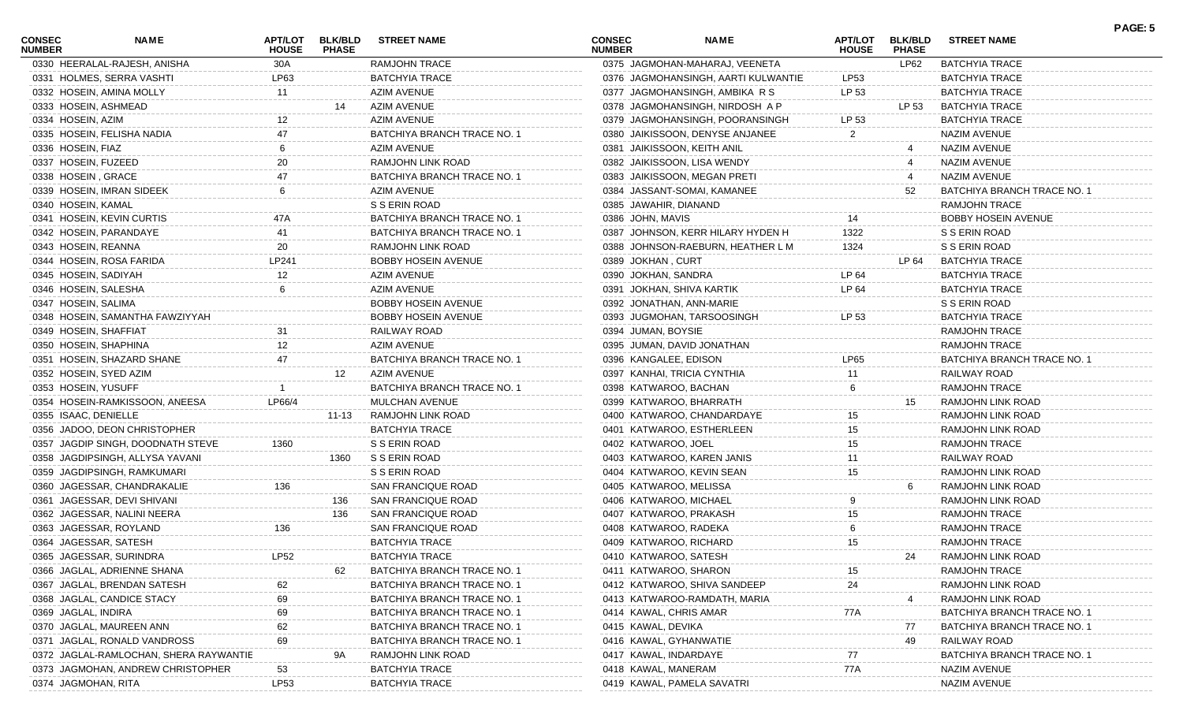| CONSEC NUMBER | NAME | APT/LOT HOUSE | BLK/BLD PHASE | STREET NAME |
|---|---|---|---|---|
| 0330 | HEERALAL-RAJESH, ANISHA | 30A | | RAMJOHN TRACE |
| 0331 | HOLMES, SERRA VASHTI | LP63 | | BATCHYIA TRACE |
| 0332 | HOSEIN, AMINA MOLLY | 11 | | AZIM AVENUE |
| 0333 | HOSEIN, ASHMEAD | | 14 | AZIM AVENUE |
| 0334 | HOSEIN, AZIM | 12 | | AZIM AVENUE |
| 0335 | HOSEIN, FELISHA NADIA | 47 | | BATCHIYA BRANCH TRACE NO. 1 |
| 0336 | HOSEIN, FIAZ | 6 | | AZIM AVENUE |
| 0337 | HOSEIN, FUZEED | 20 | | RAMJOHN LINK ROAD |
| 0338 | HOSEIN , GRACE | 47 | | BATCHIYA BRANCH TRACE NO. 1 |
| 0339 | HOSEIN, IMRAN SIDEEK | 6 | | AZIM AVENUE |
| 0340 | HOSEIN, KAMAL | | | S S ERIN ROAD |
| 0341 | HOSEIN, KEVIN CURTIS | 47A | | BATCHIYA BRANCH TRACE NO. 1 |
| 0342 | HOSEIN, PARANDAYE | 41 | | BATCHIYA BRANCH TRACE NO. 1 |
| 0343 | HOSEIN, REANNA | 20 | | RAMJOHN LINK ROAD |
| 0344 | HOSEIN, ROSA FARIDA | LP241 | | BOBBY HOSEIN AVENUE |
| 0345 | HOSEIN, SADIYAH | 12 | | AZIM AVENUE |
| 0346 | HOSEIN, SALESHA | 6 | | AZIM AVENUE |
| 0347 | HOSEIN, SALIMA | | | BOBBY HOSEIN AVENUE |
| 0348 | HOSEIN, SAMANTHA FAWZIYYAH | | | BOBBY HOSEIN AVENUE |
| 0349 | HOSEIN, SHAFFIAT | 31 | | RAILWAY ROAD |
| 0350 | HOSEIN, SHAPHINA | 12 | | AZIM AVENUE |
| 0351 | HOSEIN, SHAZARD SHANE | 47 | | BATCHIYA BRANCH TRACE NO. 1 |
| 0352 | HOSEIN, SYED AZIM | | 12 | AZIM AVENUE |
| 0353 | HOSEIN, YUSUFF | 1 | | BATCHIYA BRANCH TRACE NO. 1 |
| 0354 | HOSEIN-RAMKISSOON, ANEESA | LP66/4 | | MULCHAN AVENUE |
| 0355 | ISAAC, DENIELLE | | 11-13 | RAMJOHN LINK ROAD |
| 0356 | JADOO, DEON CHRISTOPHER | | | BATCHYIA TRACE |
| 0357 | JAGDIP SINGH, DOODNATH STEVE | 1360 | | S S ERIN ROAD |
| 0358 | JAGDIPSINGH, ALLYSA YAVANI | | 1360 | S S ERIN ROAD |
| 0359 | JAGDIPSINGH, RAMKUMARI | | | S S ERIN ROAD |
| 0360 | JAGESSAR, CHANDRAKALIE | 136 | | SAN FRANCIQUE ROAD |
| 0361 | JAGESSAR, DEVI SHIVANI | | 136 | SAN FRANCIQUE ROAD |
| 0362 | JAGESSAR, NALINI NEERA | | 136 | SAN FRANCIQUE ROAD |
| 0363 | JAGESSAR, ROYLAND | 136 | | SAN FRANCIQUE ROAD |
| 0364 | JAGESSAR, SATESH | | | BATCHYIA TRACE |
| 0365 | JAGESSAR, SURINDRA | LP52 | | BATCHYIA TRACE |
| 0366 | JAGLAL, ADRIENNE SHANA | | 62 | BATCHIYA BRANCH TRACE NO. 1 |
| 0367 | JAGLAL, BRENDAN SATESH | 62 | | BATCHIYA BRANCH TRACE NO. 1 |
| 0368 | JAGLAL, CANDICE STACY | 69 | | BATCHIYA BRANCH TRACE NO. 1 |
| 0369 | JAGLAL, INDIRA | 69 | | BATCHIYA BRANCH TRACE NO. 1 |
| 0370 | JAGLAL, MAUREEN ANN | 62 | | BATCHIYA BRANCH TRACE NO. 1 |
| 0371 | JAGLAL, RONALD VANDROSS | 69 | | BATCHIYA BRANCH TRACE NO. 1 |
| 0372 | JAGLAL-RAMLOCHAN, SHERA RAYWANTIE | | 9A | RAMJOHN LINK ROAD |
| 0373 | JAGMOHAN, ANDREW CHRISTOPHER | 53 | | BATCHYIA TRACE |
| 0374 | JAGMOHAN, RITA | LP53 | | BATCHYIA TRACE |
| 0375 | JAGMOHAN-MAHARAJ, VEENETA | | LP62 | BATCHYIA TRACE |
| 0376 | JAGMOHANSINGH, AARTI KULWANTIE | LP53 | | BATCHYIA TRACE |
| 0377 | JAGMOHANSINGH, AMBIKA R S | LP 53 | | BATCHYIA TRACE |
| 0378 | JAGMOHANSINGH, NIRDOSH A P | | LP 53 | BATCHYIA TRACE |
| 0379 | JAGMOHANSINGH, POORANSINGH | LP 53 | | BATCHYIA TRACE |
| 0380 | JAIKISSOON, DENYSE ANJANEE | 2 | | NAZIM AVENUE |
| 0381 | JAIKISSOON, KEITH ANIL | | 4 | NAZIM AVENUE |
| 0382 | JAIKISSOON, LISA WENDY | | 4 | NAZIM AVENUE |
| 0383 | JAIKISSOON, MEGAN PRETI | | 4 | NAZIM AVENUE |
| 0384 | JASSANT-SOMAI, KAMANEE | | 52 | BATCHIYA BRANCH TRACE NO. 1 |
| 0385 | JAWAHIR, DIANAND | | | RAMJOHN TRACE |
| 0386 | JOHN, MAVIS | 14 | | BOBBY HOSEIN AVENUE |
| 0387 | JOHNSON, KERR HILARY HYDEN H | 1322 | | S S ERIN ROAD |
| 0388 | JOHNSON-RAEBURN, HEATHER L M | 1324 | | S S ERIN ROAD |
| 0389 | JOKHAN , CURT | | LP 64 | BATCHYIA TRACE |
| 0390 | JOKHAN, SANDRA | LP 64 | | BATCHYIA TRACE |
| 0391 | JOKHAN, SHIVA KARTIK | LP 64 | | BATCHYIA TRACE |
| 0392 | JONATHAN, ANN-MARIE | | | S S ERIN ROAD |
| 0393 | JUGMOHAN, TARSOOSINGH | LP 53 | | BATCHYIA TRACE |
| 0394 | JUMAN, BOYSIE | | | RAMJOHN TRACE |
| 0395 | JUMAN, DAVID JONATHAN | | | RAMJOHN TRACE |
| 0396 | KANGALEE, EDISON | LP65 | | BATCHIYA BRANCH TRACE NO. 1 |
| 0397 | KANHAI, TRICIA CYNTHIA | 11 | | RAILWAY ROAD |
| 0398 | KATWAROO, BACHAN | 6 | | RAMJOHN TRACE |
| 0399 | KATWAROO, BHARRATH | | 15 | RAMJOHN LINK ROAD |
| 0400 | KATWAROO, CHANDARDAYE | 15 | | RAMJOHN LINK ROAD |
| 0401 | KATWAROO, ESTHERLEEN | 15 | | RAMJOHN LINK ROAD |
| 0402 | KATWAROO, JOEL | 15 | | RAMJOHN TRACE |
| 0403 | KATWAROO, KAREN JANIS | 11 | | RAILWAY ROAD |
| 0404 | KATWAROO, KEVIN SEAN | 15 | | RAMJOHN LINK ROAD |
| 0405 | KATWAROO, MELISSA | | 6 | RAMJOHN LINK ROAD |
| 0406 | KATWAROO, MICHAEL | 9 | | RAMJOHN LINK ROAD |
| 0407 | KATWAROO, PRAKASH | 15 | | RAMJOHN TRACE |
| 0408 | KATWAROO, RADEKA | 6 | | RAMJOHN TRACE |
| 0409 | KATWAROO, RICHARD | 15 | | RAMJOHN TRACE |
| 0410 | KATWAROO, SATESH | | 24 | RAMJOHN LINK ROAD |
| 0411 | KATWAROO, SHARON | 15 | | RAMJOHN TRACE |
| 0412 | KATWAROO, SHIVA SANDEEP | 24 | | RAMJOHN LINK ROAD |
| 0413 | KATWAROO-RAMDATH, MARIA | | 4 | RAMJOHN LINK ROAD |
| 0414 | KAWAL, CHRIS AMAR | 77A | | BATCHIYA BRANCH TRACE NO. 1 |
| 0415 | KAWAL, DEVIKA | | 77 | BATCHIYA BRANCH TRACE NO. 1 |
| 0416 | KAWAL, GYHANWATIE | | 49 | RAILWAY ROAD |
| 0417 | KAWAL, INDARDAYE | 77 | | BATCHIYA BRANCH TRACE NO. 1 |
| 0418 | KAWAL, MANERAM | 77A | | NAZIM AVENUE |
| 0419 | KAWAL, PAMELA SAVATRI | | | NAZIM AVENUE |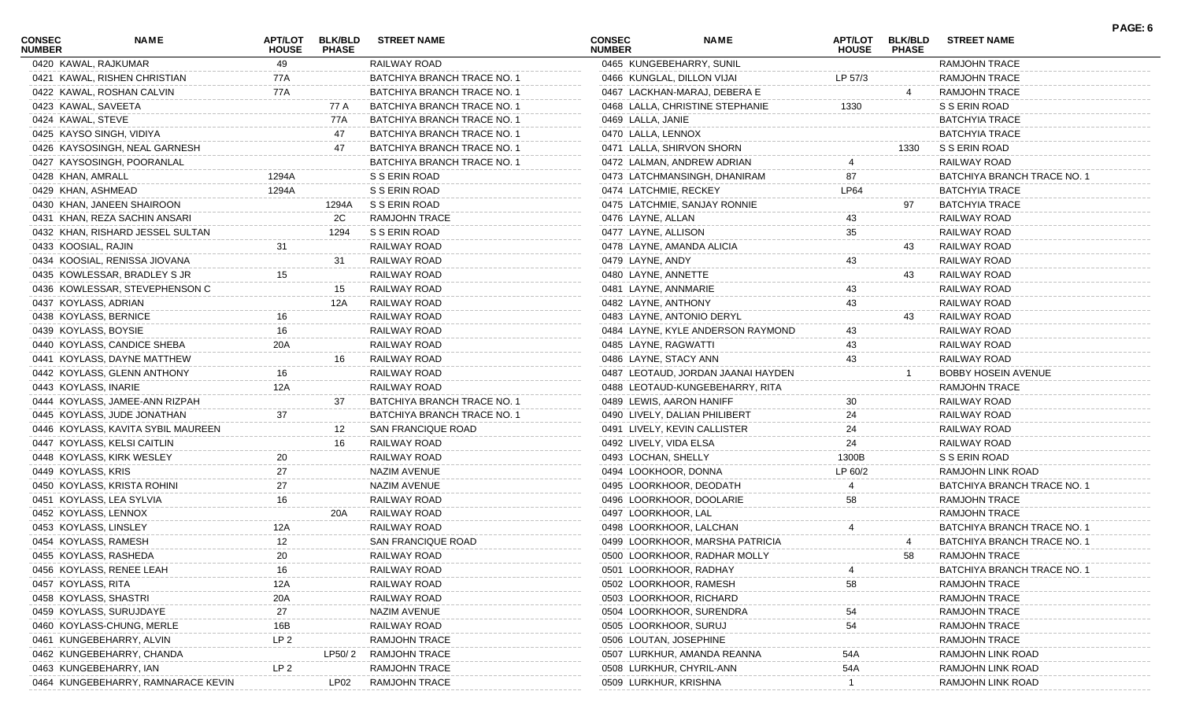| CONSEC NUMBER | NAME | APT/LOT HOUSE | BLK/BLD PHASE | STREET NAME |
|---|---|---|---|---|
| 0420 | KAWAL, RAJKUMAR | 49 | | RAILWAY ROAD |
| 0421 | KAWAL, RISHEN CHRISTIAN | 77A | | BATCHIYA BRANCH TRACE NO. 1 |
| 0422 | KAWAL, ROSHAN CALVIN | 77A | | BATCHIYA BRANCH TRACE NO. 1 |
| 0423 | KAWAL, SAVEETA | | 77 A | BATCHIYA BRANCH TRACE NO. 1 |
| 0424 | KAWAL, STEVE | | 77A | BATCHIYA BRANCH TRACE NO. 1 |
| 0425 | KAYSO SINGH, VIDIYA | | 47 | BATCHIYA BRANCH TRACE NO. 1 |
| 0426 | KAYSOSINGH, NEAL GARNESH | | 47 | BATCHIYA BRANCH TRACE NO. 1 |
| 0427 | KAYSOSINGH, POORANLAL | | | BATCHIYA BRANCH TRACE NO. 1 |
| 0428 | KHAN, AMRALL | 1294A | | S S ERIN ROAD |
| 0429 | KHAN, ASHMEAD | 1294A | | S S ERIN ROAD |
| 0430 | KHAN, JANEEN SHAIROON | | 1294A | S S ERIN ROAD |
| 0431 | KHAN, REZA SACHIN ANSARI | | 2C | RAMJOHN TRACE |
| 0432 | KHAN, RISHARD JESSEL SULTAN | | 1294 | S S ERIN ROAD |
| 0433 | KOOSIAL, RAJIN | 31 | | RAILWAY ROAD |
| 0434 | KOOSIAL, RENISSA JIOVANA | | 31 | RAILWAY ROAD |
| 0435 | KOWLESSAR, BRADLEY S JR | 15 | | RAILWAY ROAD |
| 0436 | KOWLESSAR, STEVEPHENSON C | | 15 | RAILWAY ROAD |
| 0437 | KOYLASS, ADRIAN | | 12A | RAILWAY ROAD |
| 0438 | KOYLASS, BERNICE | 16 | | RAILWAY ROAD |
| 0439 | KOYLASS, BOYSIE | 16 | | RAILWAY ROAD |
| 0440 | KOYLASS, CANDICE SHEBA | 20A | | RAILWAY ROAD |
| 0441 | KOYLASS, DAYNE MATTHEW | | 16 | RAILWAY ROAD |
| 0442 | KOYLASS, GLENN ANTHONY | 16 | | RAILWAY ROAD |
| 0443 | KOYLASS, INARIE | 12A | | RAILWAY ROAD |
| 0444 | KOYLASS, JAMEE-ANN RIZPAH | | 37 | BATCHIYA BRANCH TRACE NO. 1 |
| 0445 | KOYLASS, JUDE JONATHAN | 37 | | BATCHIYA BRANCH TRACE NO. 1 |
| 0446 | KOYLASS, KAVITA SYBIL MAUREEN | | 12 | SAN FRANCIQUE ROAD |
| 0447 | KOYLASS, KELSI CAITLIN | | 16 | RAILWAY ROAD |
| 0448 | KOYLASS, KIRK WESLEY | 20 | | RAILWAY ROAD |
| 0449 | KOYLASS, KRIS | 27 | | NAZIM AVENUE |
| 0450 | KOYLASS, KRISTA ROHINI | 27 | | NAZIM AVENUE |
| 0451 | KOYLASS, LEA SYLVIA | 16 | | RAILWAY ROAD |
| 0452 | KOYLASS, LENNOX | | 20A | RAILWAY ROAD |
| 0453 | KOYLASS, LINSLEY | 12A | | RAILWAY ROAD |
| 0454 | KOYLASS, RAMESH | 12 | | SAN FRANCIQUE ROAD |
| 0455 | KOYLASS, RASHEDA | 20 | | RAILWAY ROAD |
| 0456 | KOYLASS, RENEE LEAH | 16 | | RAILWAY ROAD |
| 0457 | KOYLASS, RITA | 12A | | RAILWAY ROAD |
| 0458 | KOYLASS, SHASTRI | 20A | | RAILWAY ROAD |
| 0459 | KOYLASS, SURUJDAYE | 27 | | NAZIM AVENUE |
| 0460 | KOYLASS-CHUNG, MERLE | 16B | | RAILWAY ROAD |
| 0461 | KUNGEBEHARRY, ALVIN | LP 2 | | RAMJOHN TRACE |
| 0462 | KUNGEBEHARRY, CHANDA | | LP50/ 2 | RAMJOHN TRACE |
| 0463 | KUNGEBEHARRY, IAN | LP 2 | | RAMJOHN TRACE |
| 0464 | KUNGEBEHARRY, RAMNARACE KEVIN | | LP02 | RAMJOHN TRACE |
| 0465 | KUNGEBEHARRY, SUNIL | | | RAMJOHN TRACE |
| 0466 | KUNGLAL, DILLON VIJAI | LP 57/3 | | RAMJOHN TRACE |
| 0467 | LACKHAN-MARAJ, DEBERA E | | 4 | RAMJOHN TRACE |
| 0468 | LALLA, CHRISTINE STEPHANIE | 1330 | | S S ERIN ROAD |
| 0469 | LALLA, JANIE | | | BATCHYIA TRACE |
| 0470 | LALLA, LENNOX | | | BATCHYIA TRACE |
| 0471 | LALLA, SHIRVON SHORN | | 1330 | S S ERIN ROAD |
| 0472 | LALMAN, ANDREW ADRIAN | 4 | | RAILWAY ROAD |
| 0473 | LATCHMANSINGH, DHANIRAM | 87 | | BATCHIYA BRANCH TRACE NO. 1 |
| 0474 | LATCHMIE, RECKEY | LP64 | | BATCHYIA TRACE |
| 0475 | LATCHMIE, SANJAY RONNIE | | 97 | BATCHYIA TRACE |
| 0476 | LAYNE, ALLAN | 43 | | RAILWAY ROAD |
| 0477 | LAYNE, ALLISON | 35 | | RAILWAY ROAD |
| 0478 | LAYNE, AMANDA ALICIA | | 43 | RAILWAY ROAD |
| 0479 | LAYNE, ANDY | 43 | | RAILWAY ROAD |
| 0480 | LAYNE, ANNETTE | | 43 | RAILWAY ROAD |
| 0481 | LAYNE, ANNMARIE | 43 | | RAILWAY ROAD |
| 0482 | LAYNE, ANTHONY | 43 | | RAILWAY ROAD |
| 0483 | LAYNE, ANTONIO DERYL | | 43 | RAILWAY ROAD |
| 0484 | LAYNE, KYLE ANDERSON RAYMOND | 43 | | RAILWAY ROAD |
| 0485 | LAYNE, RAGWATTI | 43 | | RAILWAY ROAD |
| 0486 | LAYNE, STACY ANN | 43 | | RAILWAY ROAD |
| 0487 | LEOTAUD, JORDAN JAANAI HAYDEN | | 1 | BOBBY HOSEIN AVENUE |
| 0488 | LEOTAUD-KUNGEBEHARRY, RITA | | | RAMJOHN TRACE |
| 0489 | LEWIS, AARON HANIFF | 30 | | RAILWAY ROAD |
| 0490 | LIVELY, DALIAN PHILIBERT | 24 | | RAILWAY ROAD |
| 0491 | LIVELY, KEVIN CALLISTER | 24 | | RAILWAY ROAD |
| 0492 | LIVELY, VIDA ELSA | 24 | | RAILWAY ROAD |
| 0493 | LOCHAN, SHELLY | 1300B | | S S ERIN ROAD |
| 0494 | LOOKHOOR, DONNA | LP 60/2 | | RAMJOHN LINK ROAD |
| 0495 | LOORKHOOR, DEODATH | 4 | | BATCHIYA BRANCH TRACE NO. 1 |
| 0496 | LOORKHOOR, DOOLARIE | 58 | | RAMJOHN TRACE |
| 0497 | LOORKHOOR, LAL | | | RAMJOHN TRACE |
| 0498 | LOORKHOOR, LALCHAN | 4 | | BATCHIYA BRANCH TRACE NO. 1 |
| 0499 | LOORKHOOR, MARSHA PATRICIA | | 4 | BATCHIYA BRANCH TRACE NO. 1 |
| 0500 | LOORKHOOR, RADHAR MOLLY | | 58 | RAMJOHN TRACE |
| 0501 | LOORKHOOR, RADHAY | 4 | | BATCHIYA BRANCH TRACE NO. 1 |
| 0502 | LOORKHOOR, RAMESH | 58 | | RAMJOHN TRACE |
| 0503 | LOORKHOOR, RICHARD | | | RAMJOHN TRACE |
| 0504 | LOORKHOOR, SURENDRA | 54 | | RAMJOHN TRACE |
| 0505 | LOORKHOOR, SURUJ | 54 | | RAMJOHN TRACE |
| 0506 | LOUTAN, JOSEPHINE | | | RAMJOHN TRACE |
| 0507 | LURKHUR, AMANDA REANNA | 54A | | RAMJOHN LINK ROAD |
| 0508 | LURKHUR, CHYRIL-ANN | 54A | | RAMJOHN LINK ROAD |
| 0509 | LURKHUR, KRISHNA | 1 | | RAMJOHN LINK ROAD |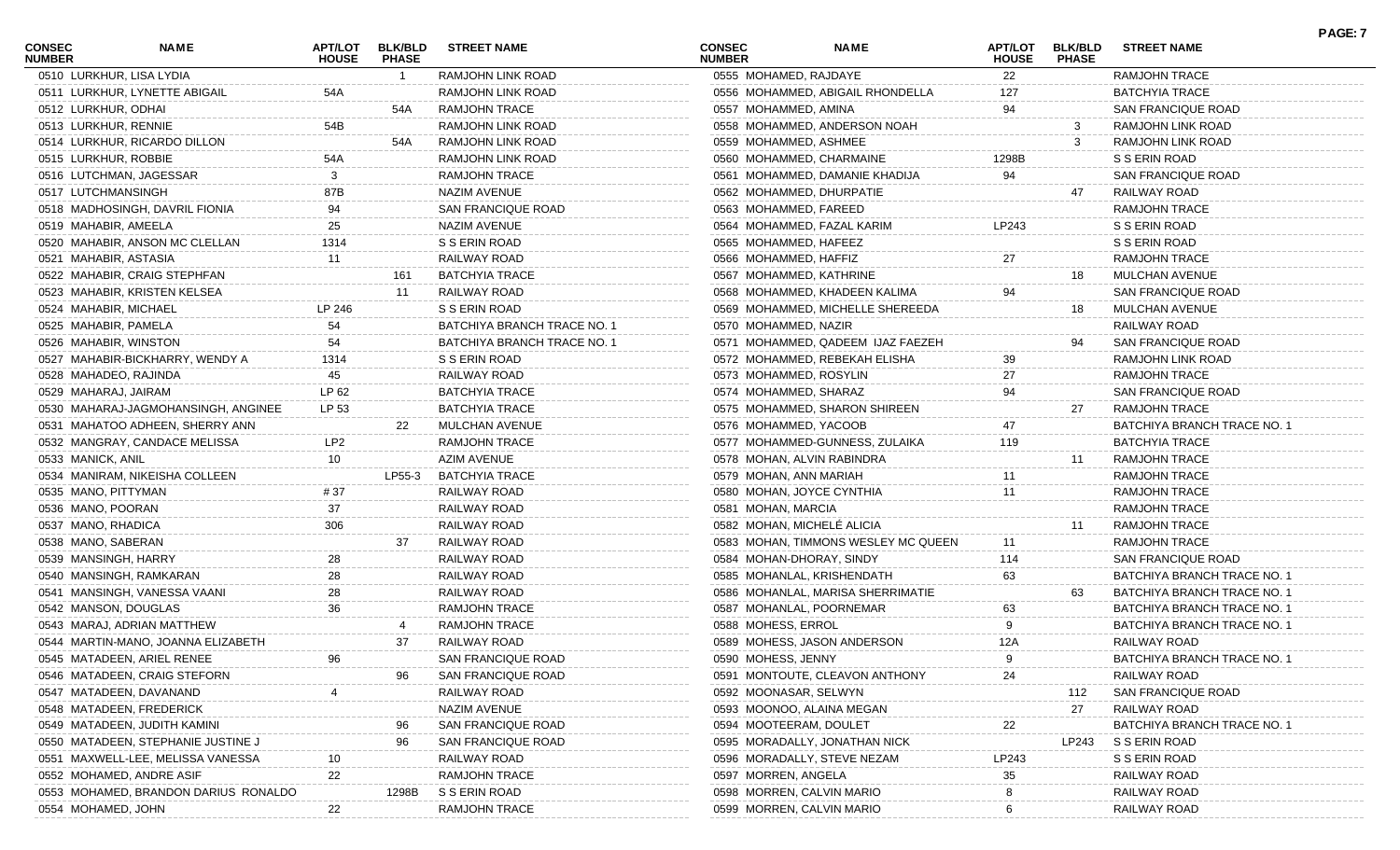| CONSEC NUMBER | NAME | APT/LOT HOUSE | BLK/BLD PHASE | STREET NAME |
|---|---|---|---|---|
| 0510 | LURKHUR, LISA LYDIA | | 1 | RAMJOHN LINK ROAD |
| 0511 | LURKHUR, LYNETTE ABIGAIL | 54A | | RAMJOHN LINK ROAD |
| 0512 | LURKHUR, ODHAI | | 54A | RAMJOHN TRACE |
| 0513 | LURKHUR, RENNIE | 54B | | RAMJOHN LINK ROAD |
| 0514 | LURKHUR, RICARDO DILLON | | 54A | RAMJOHN LINK ROAD |
| 0515 | LURKHUR, ROBBIE | 54A | | RAMJOHN LINK ROAD |
| 0516 | LUTCHMAN, JAGESSAR | 3 | | RAMJOHN TRACE |
| 0517 | LUTCHMANSINGH | 87B | | NAZIM AVENUE |
| 0518 | MADHOSINGH, DAVRIL FIONIA | 94 | | SAN FRANCIQUE ROAD |
| 0519 | MAHABIR, AMEELA | 25 | | NAZIM AVENUE |
| 0520 | MAHABIR, ANSON MC CLELLAN | 1314 | | S S ERIN ROAD |
| 0521 | MAHABIR, ASTASIA | 11 | | RAILWAY ROAD |
| 0522 | MAHABIR, CRAIG STEPHFAN | | 161 | BATCHYIA TRACE |
| 0523 | MAHABIR, KRISTEN KELSEA | | 11 | RAILWAY ROAD |
| 0524 | MAHABIR, MICHAEL | LP 246 | | S S ERIN ROAD |
| 0525 | MAHABIR, PAMELA | 54 | | BATCHIYA BRANCH TRACE NO. 1 |
| 0526 | MAHABIR, WINSTON | 54 | | BATCHIYA BRANCH TRACE NO. 1 |
| 0527 | MAHABIR-BICKHARRY, WENDY A | 1314 | | S S ERIN ROAD |
| 0528 | MAHADEO, RAJINDA | 45 | | RAILWAY ROAD |
| 0529 | MAHARAJ, JAIRAM | LP 62 | | BATCHYIA TRACE |
| 0530 | MAHARAJ-JAGMOHANSINGH, ANGINEE | LP 53 | | BATCHYIA TRACE |
| 0531 | MAHATOO ADHEEN, SHERRY ANN | | 22 | MULCHAN AVENUE |
| 0532 | MANGRAY, CANDACE MELISSA | LP2 | | RAMJOHN TRACE |
| 0533 | MANICK, ANIL | 10 | | AZIM AVENUE |
| 0534 | MANIRAM, NIKEISHA COLLEEN | | LP55-3 | BATCHYIA TRACE |
| 0535 | MANO, PITTYMAN | # 37 | | RAILWAY ROAD |
| 0536 | MANO, POORAN | 37 | | RAILWAY ROAD |
| 0537 | MANO, RHADICA | 306 | | RAILWAY ROAD |
| 0538 | MANO, SABERAN | | 37 | RAILWAY ROAD |
| 0539 | MANSINGH, HARRY | 28 | | RAILWAY ROAD |
| 0540 | MANSINGH, RAMKARAN | 28 | | RAILWAY ROAD |
| 0541 | MANSINGH, VANESSA VAANI | 28 | | RAILWAY ROAD |
| 0542 | MANSON, DOUGLAS | 36 | | RAMJOHN TRACE |
| 0543 | MARAJ, ADRIAN MATTHEW | | 4 | RAMJOHN TRACE |
| 0544 | MARTIN-MANO, JOANNA ELIZABETH | | 37 | RAILWAY ROAD |
| 0545 | MATADEEN, ARIEL RENEE | 96 | | SAN FRANCIQUE ROAD |
| 0546 | MATADEEN, CRAIG STEFORN | | 96 | SAN FRANCIQUE ROAD |
| 0547 | MATADEEN, DAVANAND | 4 | | RAILWAY ROAD |
| 0548 | MATADEEN, FREDERICK | | | NAZIM AVENUE |
| 0549 | MATADEEN, JUDITH KAMINI | | 96 | SAN FRANCIQUE ROAD |
| 0550 | MATADEEN, STEPHANIE JUSTINE J | | 96 | SAN FRANCIQUE ROAD |
| 0551 | MAXWELL-LEE, MELISSA VANESSA | 10 | | RAILWAY ROAD |
| 0552 | MOHAMED, ANDRE ASIF | 22 | | RAMJOHN TRACE |
| 0553 | MOHAMED, BRANDON DARIUS RONALDO | | 1298B | S S ERIN ROAD |
| 0554 | MOHAMED, JOHN | 22 | | RAMJOHN TRACE |
| 0555 | MOHAMED, RAJDAYE | 22 | | RAMJOHN TRACE |
| 0556 | MOHAMMED, ABIGAIL RHONDELLA | 127 | | BATCHYIA TRACE |
| 0557 | MOHAMMED, AMINA | 94 | | SAN FRANCIQUE ROAD |
| 0558 | MOHAMMED, ANDERSON NOAH | | 3 | RAMJOHN LINK ROAD |
| 0559 | MOHAMMED, ASHMEE | | 3 | RAMJOHN LINK ROAD |
| 0560 | MOHAMMED, CHARMAINE | 1298B | | S S ERIN ROAD |
| 0561 | MOHAMMED, DAMANIE KHADIJA | 94 | | SAN FRANCIQUE ROAD |
| 0562 | MOHAMMED, DHURPATIE | | 47 | RAILWAY ROAD |
| 0563 | MOHAMMED, FAREED | | | RAMJOHN TRACE |
| 0564 | MOHAMMED, FAZAL KARIM | LP243 | | S S ERIN ROAD |
| 0565 | MOHAMMED, HAFEEZ | | | S S ERIN ROAD |
| 0566 | MOHAMMED, HAFFIZ | 27 | | RAMJOHN TRACE |
| 0567 | MOHAMMED, KATHRINE | | 18 | MULCHAN AVENUE |
| 0568 | MOHAMMED, KHADEEN KALIMA | 94 | | SAN FRANCIQUE ROAD |
| 0569 | MOHAMMED, MICHELLE SHEREEDA | | 18 | MULCHAN AVENUE |
| 0570 | MOHAMMED, NAZIR | | | RAILWAY ROAD |
| 0571 | MOHAMMED, QADEEM IJAZ FAEZEH | | 94 | SAN FRANCIQUE ROAD |
| 0572 | MOHAMMED, REBEKAH ELISHA | 39 | | RAMJOHN LINK ROAD |
| 0573 | MOHAMMED, ROSYLIN | 27 | | RAMJOHN TRACE |
| 0574 | MOHAMMED, SHARAZ | 94 | | SAN FRANCIQUE ROAD |
| 0575 | MOHAMMED, SHARON SHIREEN | | 27 | RAMJOHN TRACE |
| 0576 | MOHAMMED, YACOOB | 47 | | BATCHIYA BRANCH TRACE NO. 1 |
| 0577 | MOHAMMED-GUNNESS, ZULAIKA | 119 | | BATCHYIA TRACE |
| 0578 | MOHAN, ALVIN RABINDRA | | 11 | RAMJOHN TRACE |
| 0579 | MOHAN, ANN MARIAH | 11 | | RAMJOHN TRACE |
| 0580 | MOHAN, JOYCE CYNTHIA | 11 | | RAMJOHN TRACE |
| 0581 | MOHAN, MARCIA | | | RAMJOHN TRACE |
| 0582 | MOHAN, MICHELÉ ALICIA | | 11 | RAMJOHN TRACE |
| 0583 | MOHAN, TIMMONS WESLEY MC QUEEN | 11 | | RAMJOHN TRACE |
| 0584 | MOHAN-DHORAY, SINDY | 114 | | SAN FRANCIQUE ROAD |
| 0585 | MOHANLAL, KRISHENDATH | 63 | | BATCHIYA BRANCH TRACE NO. 1 |
| 0586 | MOHANLAL, MARISA SHERRIMATIE | | 63 | BATCHIYA BRANCH TRACE NO. 1 |
| 0587 | MOHANLAL, POORNEMAR | 63 | | BATCHIYA BRANCH TRACE NO. 1 |
| 0588 | MOHESS, ERROL | 9 | | BATCHIYA BRANCH TRACE NO. 1 |
| 0589 | MOHESS, JASON ANDERSON | 12A | | RAILWAY ROAD |
| 0590 | MOHESS, JENNY | 9 | | BATCHIYA BRANCH TRACE NO. 1 |
| 0591 | MONTOUTE, CLEAVON ANTHONY | 24 | | RAILWAY ROAD |
| 0592 | MOONASAR, SELWYN | | 112 | SAN FRANCIQUE ROAD |
| 0593 | MOONOO, ALAINA MEGAN | | 27 | RAILWAY ROAD |
| 0594 | MOOTEERAM, DOULET | 22 | | BATCHIYA BRANCH TRACE NO. 1 |
| 0595 | MORADALLY, JONATHAN NICK | | LP243 | S S ERIN ROAD |
| 0596 | MORADALLY, STEVE NEZAM | LP243 | | S S ERIN ROAD |
| 0597 | MORREN, ANGELA | 35 | | RAILWAY ROAD |
| 0598 | MORREN, CALVIN MARIO | 8 | | RAILWAY ROAD |
| 0599 | MORREN, CALVIN MARIO | 6 | | RAILWAY ROAD |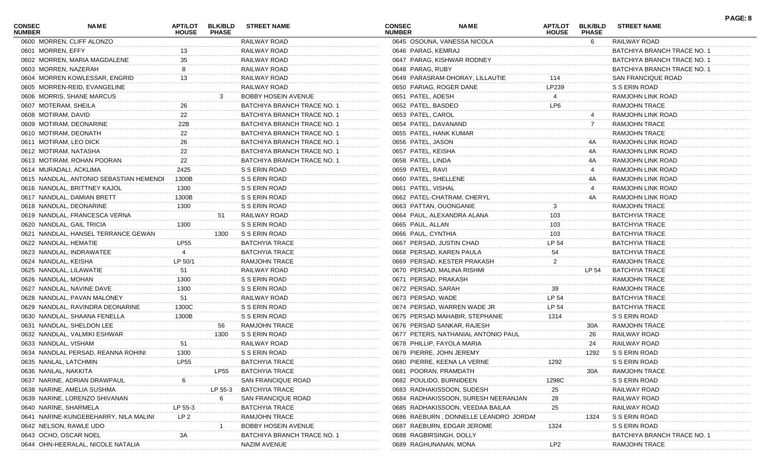| CONSEC NUMBER | NAME | APT/LOT HOUSE | BLK/BLD PHASE | STREET NAME |
|---|---|---|---|---|
| 0600 | MORREN, CLIFF ALONZO | | | RAILWAY ROAD |
| 0601 | MORREN, EFFY | 13 | | RAILWAY ROAD |
| 0602 | MORREN, MARIA MAGDALENE | 35 | | RAILWAY ROAD |
| 0603 | MORREN, NAZERAH | 8 | | RAILWAY ROAD |
| 0604 | MORREN KOWLESSAR, ENGRID | 13 | | RAILWAY ROAD |
| 0605 | MORREN-REID, EVANGELINE | | | RAILWAY ROAD |
| 0606 | MORRIS, SHANE MARCUS | | 3 | BOBBY HOSEIN AVENUE |
| 0607 | MOTERAM, SHEILA | 26 | | BATCHIYA BRANCH TRACE NO. 1 |
| 0608 | MOTIRAM, DAVID | 22 | | BATCHIYA BRANCH TRACE NO. 1 |
| 0609 | MOTIRAM, DEONARINE | 22B | | BATCHIYA BRANCH TRACE NO. 1 |
| 0610 | MOTIRAM, DEONATH | 22 | | BATCHIYA BRANCH TRACE NO. 1 |
| 0611 | MOTIRAM, LEO DICK | 26 | | BATCHIYA BRANCH TRACE NO. 1 |
| 0612 | MOTIRAM, NATASHA | 22 | | BATCHIYA BRANCH TRACE NO. 1 |
| 0613 | MOTIRAM, ROHAN POORAN | 22 | | BATCHIYA BRANCH TRACE NO. 1 |
| 0614 | MURADALI, ACKLIMA | 2425 | | S S ERIN ROAD |
| 0615 | NANDLAL, ANTONIO SEBASTIAN HEMENDI | 1300B | | S S ERIN ROAD |
| 0616 | NANDLAL, BRITTNEY KAJOL | 1300 | | S S ERIN ROAD |
| 0617 | NANDLAL, DAMIAN BRETT | 1300B | | S S ERIN ROAD |
| 0618 | NANDLAL, DEONARINE | 1300 | | S S ERIN ROAD |
| 0619 | NANDLAL, FRANCESCA VERNA | | 51 | RAILWAY ROAD |
| 0620 | NANDLAL, GAIL TRICIA | 1300 | | S S ERIN ROAD |
| 0621 | NANDLAL, HANSEL TERRANCE GEWAN | | 1300 | S S ERIN ROAD |
| 0622 | NANDLAL, HEMATIE | LP55 | | BATCHYIA TRACE |
| 0623 | NANDLAL, INDRAWATEE | 4 | | BATCHYIA TRACE |
| 0624 | NANDLAL, KEISHA | LP 50/1 | | RAMJOHN TRACE |
| 0625 | NANDLAL, LILAWATIE | 51 | | RAILWAY ROAD |
| 0626 | NANDLAL, MOHAN | 1300 | | S S ERIN ROAD |
| 0627 | NANDLAL, NAVINE DAVE | 1300 | | S S ERIN ROAD |
| 0628 | NANDLAL, PAVAN MALONEY | 51 | | RAILWAY ROAD |
| 0629 | NANDLAL, RAVINDRA DEONARINE | 1300C | | S S ERIN ROAD |
| 0630 | NANDLAL, SHAANA FENELLA | 1300B | | S S ERIN ROAD |
| 0631 | NANDLAL, SHELDON LEE | | 56 | RAMJOHN TRACE |
| 0632 | NANDLAL, VALMIKI ESHWAR | | 1300 | S S ERIN ROAD |
| 0633 | NANDLAL, VISHAM | 51 | | RAILWAY ROAD |
| 0634 | NANDLAL PERSAD, REANNA ROHINI | 1300 | | S S ERIN ROAD |
| 0635 | NANLAL, LATCHMIN | LP55 | | BATCHYIA TRACE |
| 0636 | NANLAL, NAKKITA | | LP55 | BATCHYIA TRACE |
| 0637 | NARINE, ADRIAN DRAWPAUL | 6 | | SAN FRANCIQUE ROAD |
| 0638 | NARINE, AMELIA SUSHMA | | LP 55-3 | BATCHYIA TRACE |
| 0639 | NARINE, LORENZO SHIVANAN | | 6 | SAN FRANCIQUE ROAD |
| 0640 | NARINE, SHARMELA | LP 55-3 | | BATCHYIA TRACE |
| 0641 | NARINE-KUNGEBEHARRY, NILA MALINI | LP 2 | | RAMJOHN TRACE |
| 0642 | NELSON, RAWLE UDO | | 1 | BOBBY HOSEIN AVENUE |
| 0643 | OCHO, OSCAR NOEL | 3A | | BATCHIYA BRANCH TRACE NO. 1 |
| 0644 | OHN-HEERALAL, NICOLE NATALIA | | | NAZIM AVENUE |
| 0645 | OSOUNA, VANESSA NICOLA | | 6 | RAILWAY ROAD |
| 0646 | PARAG, KEMRAJ | | | BATCHIYA BRANCH TRACE NO. 1 |
| 0647 | PARAG, KISHWAR RODNEY | | | BATCHIYA BRANCH TRACE NO. 1 |
| 0648 | PARAG, RUBY | | | BATCHIYA BRANCH TRACE NO. 1 |
| 0649 | PARASRAM-DHORAY, LILLAUTIE | 114 | | SAN FRANCIQUE ROAD |
| 0650 | PARIAG, ROGER DANE | LP239 | | S S ERIN ROAD |
| 0651 | PATEL, ADESH | 4 | | RAMJOHN LINK ROAD |
| 0652 | PATEL, BASDEO | LP6 | | RAMJOHN TRACE |
| 0653 | PATEL, CAROL | | 4 | RAMJOHN LINK ROAD |
| 0654 | PATEL, DAVANAND | | 7 | RAMJOHN TRACE |
| 0655 | PATEL, HANK KUMAR | | | RAMJOHN TRACE |
| 0656 | PATEL, JASON | | 4A | RAMJOHN LINK ROAD |
| 0657 | PATEL, KEISHA | | 4A | RAMJOHN LINK ROAD |
| 0658 | PATEL, LINDA | | 4A | RAMJOHN LINK ROAD |
| 0659 | PATEL, RAVI | | 4 | RAMJOHN LINK ROAD |
| 0660 | PATEL, SHELLENE | | 4A | RAMJOHN LINK ROAD |
| 0661 | PATEL, VISHAL | | 4 | RAMJOHN LINK ROAD |
| 0662 | PATEL-CHATRAM, CHERYL | | 4A | RAMJOHN LINK ROAD |
| 0663 | PATTAN, OUONGANIE | 3 | | RAMJOHN TRACE |
| 0664 | PAUL, ALEXANDRA ALANA | 103 | | BATCHYIA TRACE |
| 0665 | PAUL, ALLAN | 103 | | BATCHYIA TRACE |
| 0666 | PAUL, CYNTHIA | 103 | | BATCHYIA TRACE |
| 0667 | PERSAD, JUSTIN CHAD | LP 54 | | BATCHYIA TRACE |
| 0668 | PERSAD, KAREN PAULA | 54 | | BATCHYIA TRACE |
| 0669 | PERSAD, KESTER PRAKASH | 2 | | RAMJOHN TRACE |
| 0670 | PERSAD, MALINA RISHMI | | LP 54 | BATCHYIA TRACE |
| 0671 | PERSAD, PRAKASH | | | RAMJOHN TRACE |
| 0672 | PERSAD, SARAH | 39 | | RAMJOHN TRACE |
| 0673 | PERSAD, WADE | LP 54 | | BATCHYIA TRACE |
| 0674 | PERSAD, WARREN WADE JR | LP 54 | | BATCHYIA TRACE |
| 0675 | PERSAD MAHABIR, STEPHANIE | 1314 | | S S ERIN ROAD |
| 0676 | PERSAD SANKAR, RAJESH | | 30A | RAMJOHN TRACE |
| 0677 | PETERS, NATHANIAL ANTONIO PAUL | | 26 | RAILWAY ROAD |
| 0678 | PHILLIP, FAYOLA MARIA | | 24 | RAILWAY ROAD |
| 0679 | PIERRE, JOHN JEREMY | | 1292 | S S ERIN ROAD |
| 0680 | PIERRE, KEENA LA VERNE | 1292 | | S S ERIN ROAD |
| 0681 | POORAN, PRAMDATH | | 30A | RAMJOHN TRACE |
| 0682 | POULIDO, BURNIDEEN | 1298C | | S S ERIN ROAD |
| 0683 | RADHAKISSOON, SUDESH | 25 | | RAILWAY ROAD |
| 0684 | RADHAKISSOON, SURESH NEERANJAN | 28 | | RAILWAY ROAD |
| 0685 | RADHAKISSOON, VEEDAA BAILAA | 25 | | RAILWAY ROAD |
| 0686 | RAEBURN , DONNELLE LEANDRO JORDAI | | 1324 | S S ERIN ROAD |
| 0687 | RAEBURN, EDGAR JEROME | 1324 | | S S ERIN ROAD |
| 0688 | RAGBIRSINGH, DOLLY | | | BATCHIYA BRANCH TRACE NO. 1 |
| 0689 | RAGHUNANAN, MONA | LP2 | | RAMJOHN TRACE |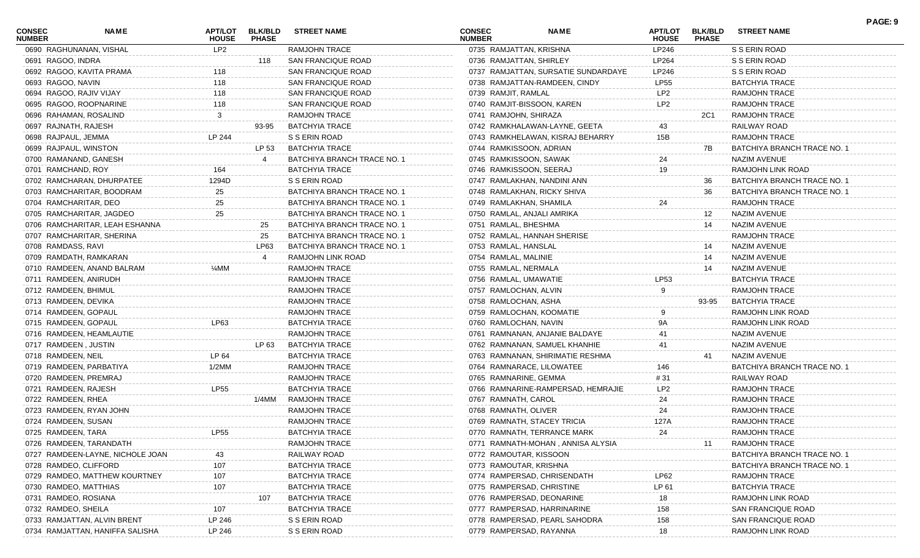| CONSEC NUMBER | NAME | APT/LOT HOUSE | BLK/BLD PHASE | STREET NAME |
|---|---|---|---|---|
| 0690 | RAGHUNANAN, VISHAL | LP2 | | RAMJOHN TRACE |
| 0691 | RAGOO, INDRA | | 118 | SAN FRANCIQUE ROAD |
| 0692 | RAGOO, KAVITA PRAMA | 118 | | SAN FRANCIQUE ROAD |
| 0693 | RAGOO, NAVIN | 118 | | SAN FRANCIQUE ROAD |
| 0694 | RAGOO, RAJIV VIJAY | 118 | | SAN FRANCIQUE ROAD |
| 0695 | RAGOO, ROOPNARINE | 118 | | SAN FRANCIQUE ROAD |
| 0696 | RAHAMAN, ROSALIND | 3 | | RAMJOHN TRACE |
| 0697 | RAJNATH, RAJESH | | 93-95 | BATCHYIA TRACE |
| 0698 | RAJPAUL, JEMMA | LP 244 | | S S ERIN ROAD |
| 0699 | RAJPAUL, WINSTON | | LP 53 | BATCHYIA TRACE |
| 0700 | RAMANAND, GANESH | | 4 | BATCHIYA BRANCH TRACE NO. 1 |
| 0701 | RAMCHAND, ROY | 164 | | BATCHYIA TRACE |
| 0702 | RAMCHARAN, DHURPATEE | 1294D | | S S ERIN ROAD |
| 0703 | RAMCHARITAR, BOODRAM | 25 | | BATCHIYA BRANCH TRACE NO. 1 |
| 0704 | RAMCHARITAR, DEO | 25 | | BATCHIYA BRANCH TRACE NO. 1 |
| 0705 | RAMCHARITAR, JAGDEO | 25 | | BATCHIYA BRANCH TRACE NO. 1 |
| 0706 | RAMCHARITAR, LEAH ESHANNA | | 25 | BATCHIYA BRANCH TRACE NO. 1 |
| 0707 | RAMCHARITAR, SHERINA | | 25 | BATCHIYA BRANCH TRACE NO. 1 |
| 0708 | RAMDASS, RAVI | | LP63 | BATCHIYA BRANCH TRACE NO. 1 |
| 0709 | RAMDATH, RAMKARAN | | 4 | RAMJOHN LINK ROAD |
| 0710 | RAMDEEN, ANAND BALRAM | ¼MM | | RAMJOHN TRACE |
| 0711 | RAMDEEN, ANIRUDH | | | RAMJOHN TRACE |
| 0712 | RAMDEEN, BHIMUL | | | RAMJOHN TRACE |
| 0713 | RAMDEEN, DEVIKA | | | RAMJOHN TRACE |
| 0714 | RAMDEEN, GOPAUL | | | RAMJOHN TRACE |
| 0715 | RAMDEEN, GOPAUL | LP63 | | BATCHYIA TRACE |
| 0716 | RAMDEEN, HEAMLAUTIE | | | RAMJOHN TRACE |
| 0717 | RAMDEEN , JUSTIN | | LP 63 | BATCHYIA TRACE |
| 0718 | RAMDEEN, NEIL | LP 64 | | BATCHYIA TRACE |
| 0719 | RAMDEEN, PARBATIYA | 1/2MM | | RAMJOHN TRACE |
| 0720 | RAMDEEN, PREMRAJ | | | RAMJOHN TRACE |
| 0721 | RAMDEEN, RAJESH | LP55 | | BATCHYIA TRACE |
| 0722 | RAMDEEN, RHEA | | 1/4MM | RAMJOHN TRACE |
| 0723 | RAMDEEN, RYAN JOHN | | | RAMJOHN TRACE |
| 0724 | RAMDEEN, SUSAN | | | RAMJOHN TRACE |
| 0725 | RAMDEEN, TARA | LP55 | | BATCHYIA TRACE |
| 0726 | RAMDEEN, TARANDATH | | | RAMJOHN TRACE |
| 0727 | RAMDEEN-LAYNE, NICHOLE JOAN | 43 | | RAILWAY ROAD |
| 0728 | RAMDEO, CLIFFORD | 107 | | BATCHYIA TRACE |
| 0729 | RAMDEO, MATTHEW KOURTNEY | 107 | | BATCHYIA TRACE |
| 0730 | RAMDEO, MATTHIAS | 107 | | BATCHYIA TRACE |
| 0731 | RAMDEO, ROSIANA | | 107 | BATCHYIA TRACE |
| 0732 | RAMDEO, SHEILA | 107 | | BATCHYIA TRACE |
| 0733 | RAMJATTAN, ALVIN BRENT | LP 246 | | S S ERIN ROAD |
| 0734 | RAMJATTAN, HANIFFA SALISHA | LP 246 | | S S ERIN ROAD |
| 0735 | RAMJATTAN, KRISHNA | LP246 | | S S ERIN ROAD |
| 0736 | RAMJATTAN, SHIRLEY | LP264 | | S S ERIN ROAD |
| 0737 | RAMJATTAN, SURSATIE SUNDARDAYE | LP246 | | S S ERIN ROAD |
| 0738 | RAMJATTAN-RAMDEEN, CINDY | LP55 | | BATCHYIA TRACE |
| 0739 | RAMJIT, RAMLAL | LP2 | | RAMJOHN TRACE |
| 0740 | RAMJIT-BISSOON, KAREN | LP2 | | RAMJOHN TRACE |
| 0741 | RAMJOHN, SHIRAZA | | 2C1 | RAMJOHN TRACE |
| 0742 | RAMKHALAWAN-LAYNE, GEETA | 43 | | RAILWAY ROAD |
| 0743 | RAMKHELAWAN, KISRAJ BEHARRY | 15B | | RAMJOHN TRACE |
| 0744 | RAMKISSOON, ADRIAN | | 7B | BATCHIYA BRANCH TRACE NO. 1 |
| 0745 | RAMKISSOON, SAWAK | 24 | | NAZIM AVENUE |
| 0746 | RAMKISSOON, SEERAJ | 19 | | RAMJOHN LINK ROAD |
| 0747 | RAMLAKHAN, NANDINI ANN | | 36 | BATCHIYA BRANCH TRACE NO. 1 |
| 0748 | RAMLAKHAN, RICKY SHIVA | | 36 | BATCHIYA BRANCH TRACE NO. 1 |
| 0749 | RAMLAKHAN, SHAMILA | 24 | | RAMJOHN TRACE |
| 0750 | RAMLAL, ANJALI AMRIKA | | 12 | NAZIM AVENUE |
| 0751 | RAMLAL, BHESHMA | | 14 | NAZIM AVENUE |
| 0752 | RAMLAL, HANNAH SHERISE | | | RAMJOHN TRACE |
| 0753 | RAMLAL, HANSLAL | | 14 | NAZIM AVENUE |
| 0754 | RAMLAL, MALINIE | | 14 | NAZIM AVENUE |
| 0755 | RAMLAL, NERMALA | | 14 | NAZIM AVENUE |
| 0756 | RAMLAL, UMAWATIE | LP53 | | BATCHYIA TRACE |
| 0757 | RAMLOCHAN, ALVIN | 9 | | RAMJOHN TRACE |
| 0758 | RAMLOCHAN, ASHA | | 93-95 | BATCHYIA TRACE |
| 0759 | RAMLOCHAN, KOOMATIE | 9 | | RAMJOHN LINK ROAD |
| 0760 | RAMLOCHAN, NAVIN | 9A | | RAMJOHN LINK ROAD |
| 0761 | RAMNANAN, ANJANIE BALDAYE | 41 | | NAZIM AVENUE |
| 0762 | RAMNANAN, SAMUEL KHANHIE | 41 | | NAZIM AVENUE |
| 0763 | RAMNANAN, SHIRIMATIE RESHMA | | 41 | NAZIM AVENUE |
| 0764 | RAMNARACE, LILOWATEE | 146 | | BATCHIYA BRANCH TRACE NO. 1 |
| 0765 | RAMNARINE, GEMMA | # 31 | | RAILWAY ROAD |
| 0766 | RAMNARINE-RAMPERSAD, HEMRAJIE | LP2 | | RAMJOHN TRACE |
| 0767 | RAMNATH, CAROL | 24 | | RAMJOHN TRACE |
| 0768 | RAMNATH, OLIVER | 24 | | RAMJOHN TRACE |
| 0769 | RAMNATH, STACEY TRICIA | 127A | | RAMJOHN TRACE |
| 0770 | RAMNATH, TERRANCE MARK | 24 | | RAMJOHN TRACE |
| 0771 | RAMNATH-MOHAN , ANNISA ALYSIA | | 11 | RAMJOHN TRACE |
| 0772 | RAMOUTAR, KISSOON | | | BATCHIYA BRANCH TRACE NO. 1 |
| 0773 | RAMOUTAR, KRISHNA | | | BATCHIYA BRANCH TRACE NO. 1 |
| 0774 | RAMPERSAD, CHRISENDATH | LP62 | | RAMJOHN TRACE |
| 0775 | RAMPERSAD, CHRISTINE | LP 61 | | BATCHYIA TRACE |
| 0776 | RAMPERSAD, DEONARINE | 18 | | RAMJOHN LINK ROAD |
| 0777 | RAMPERSAD, HARRINARINE | 158 | | SAN FRANCIQUE ROAD |
| 0778 | RAMPERSAD, PEARL SAHODRA | 158 | | SAN FRANCIQUE ROAD |
| 0779 | RAMPERSAD, RAYANNA | 18 | | RAMJOHN LINK ROAD |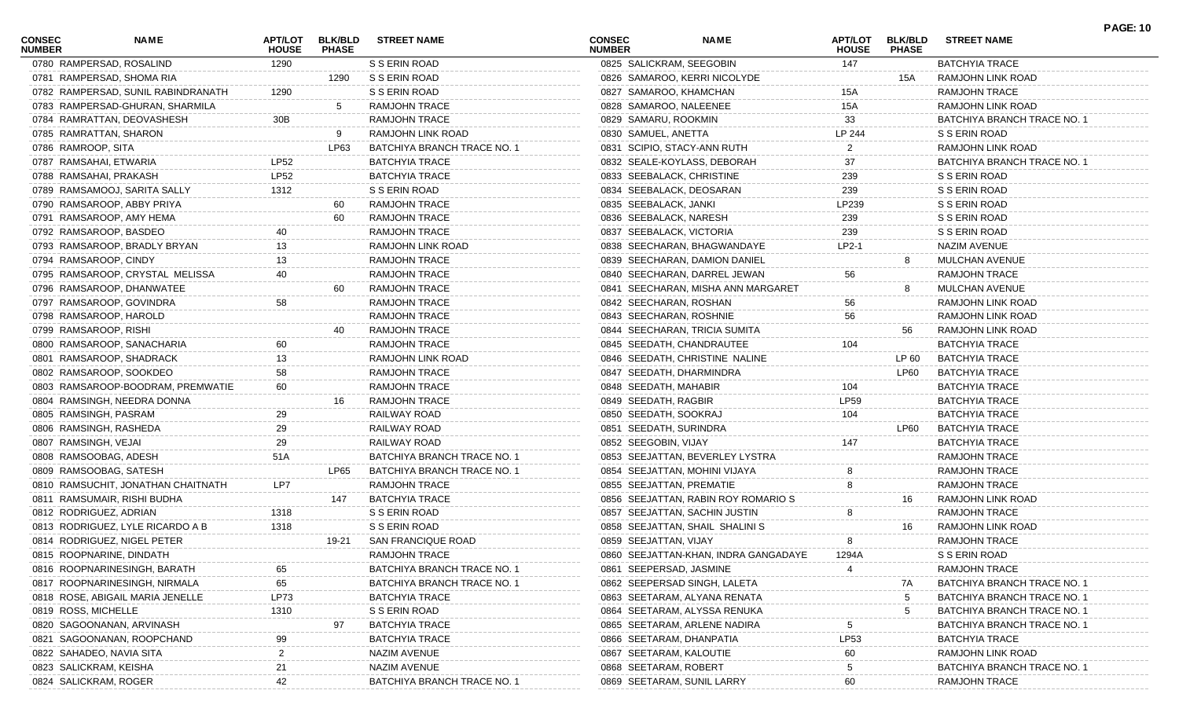| CONSEC NUMBER | NAME | APT/LOT HOUSE | BLK/BLD PHASE | STREET NAME |
|---|---|---|---|---|
| 0780 | RAMPERSAD, ROSALIND | 1290 | | S S ERIN ROAD |
| 0781 | RAMPERSAD, SHOMA RIA | | 1290 | S S ERIN ROAD |
| 0782 | RAMPERSAD, SUNIL RABINDRANATH | 1290 | | S S ERIN ROAD |
| 0783 | RAMPERSAD-GHURAN, SHARMILA | | 5 | RAMJOHN TRACE |
| 0784 | RAMRATTAN, DEOVASHESH | 30B | | RAMJOHN TRACE |
| 0785 | RAMRATTAN, SHARON | | 9 | RAMJOHN LINK ROAD |
| 0786 | RAMROOP, SITA | | LP63 | BATCHIYA BRANCH TRACE NO. 1 |
| 0787 | RAMSAHAI, ETWARIA | LP52 | | BATCHYIA TRACE |
| 0788 | RAMSAHAI, PRAKASH | LP52 | | BATCHYIA TRACE |
| 0789 | RAMSAMOOJ, SARITA SALLY | 1312 | | S S ERIN ROAD |
| 0790 | RAMSAROOP, ABBY PRIYA | | 60 | RAMJOHN TRACE |
| 0791 | RAMSAROOP, AMY HEMA | | 60 | RAMJOHN TRACE |
| 0792 | RAMSAROOP, BASDEO | 40 | | RAMJOHN TRACE |
| 0793 | RAMSAROOP, BRADLY BRYAN | 13 | | RAMJOHN LINK ROAD |
| 0794 | RAMSAROOP, CINDY | 13 | | RAMJOHN TRACE |
| 0795 | RAMSAROOP, CRYSTAL MELISSA | 40 | | RAMJOHN TRACE |
| 0796 | RAMSAROOP, DHANWATEE | | 60 | RAMJOHN TRACE |
| 0797 | RAMSAROOP, GOVINDRA | 58 | | RAMJOHN TRACE |
| 0798 | RAMSAROOP, HAROLD | | | RAMJOHN TRACE |
| 0799 | RAMSAROOP, RISHI | | 40 | RAMJOHN TRACE |
| 0800 | RAMSAROOP, SANACHARIA | 60 | | RAMJOHN TRACE |
| 0801 | RAMSAROOP, SHADRACK | 13 | | RAMJOHN LINK ROAD |
| 0802 | RAMSAROOP, SOOKDEO | 58 | | RAMJOHN TRACE |
| 0803 | RAMSAROOP-BOODRAM, PREMWATIE | 60 | | RAMJOHN TRACE |
| 0804 | RAMSINGH, NEEDRA DONNA | | 16 | RAMJOHN TRACE |
| 0805 | RAMSINGH, PASRAM | 29 | | RAILWAY ROAD |
| 0806 | RAMSINGH, RASHEDA | 29 | | RAILWAY ROAD |
| 0807 | RAMSINGH, VEJAI | 29 | | RAILWAY ROAD |
| 0808 | RAMSOOBAG, ADESH | 51A | | BATCHIYA BRANCH TRACE NO. 1 |
| 0809 | RAMSOOBAG, SATESH | | LP65 | BATCHIYA BRANCH TRACE NO. 1 |
| 0810 | RAMSUCHIT, JONATHAN CHAITNATH | LP7 | | RAMJOHN TRACE |
| 0811 | RAMSUMAIR, RISHI BUDHA | | 147 | BATCHYIA TRACE |
| 0812 | RODRIGUEZ, ADRIAN | 1318 | | S S ERIN ROAD |
| 0813 | RODRIGUEZ, LYLE RICARDO A B | 1318 | | S S ERIN ROAD |
| 0814 | RODRIGUEZ, NIGEL PETER | | 19-21 | SAN FRANCIQUE ROAD |
| 0815 | ROOPNARINE, DINDATH | | | RAMJOHN TRACE |
| 0816 | ROOPNARINESINGH, BARATH | 65 | | BATCHIYA BRANCH TRACE NO. 1 |
| 0817 | ROOPNARINESINGH, NIRMALA | 65 | | BATCHIYA BRANCH TRACE NO. 1 |
| 0818 | ROSE, ABIGAIL MARIA JENELLE | LP73 | | BATCHYIA TRACE |
| 0819 | ROSS, MICHELLE | 1310 | | S S ERIN ROAD |
| 0820 | SAGOONANAN, ARVINASH | | 97 | BATCHYIA TRACE |
| 0821 | SAGOONANAN, ROOPCHAND | 99 | | BATCHYIA TRACE |
| 0822 | SAHADEO, NAVIA SITA | 2 | | NAZIM AVENUE |
| 0823 | SALICKRAM, KEISHA | 21 | | NAZIM AVENUE |
| 0824 | SALICKRAM, ROGER | 42 | | BATCHIYA BRANCH TRACE NO. 1 |
| 0825 | SALICKRAM, SEEGOBIN | 147 | | BATCHYIA TRACE |
| 0826 | SAMAROO, KERRI NICOLYDE | | 15A | RAMJOHN LINK ROAD |
| 0827 | SAMAROO, KHAMCHAN | 15A | | RAMJOHN TRACE |
| 0828 | SAMAROO, NALEENEE | 15A | | RAMJOHN LINK ROAD |
| 0829 | SAMARU, ROOKMIN | 33 | | BATCHIYA BRANCH TRACE NO. 1 |
| 0830 | SAMUEL, ANETTA | LP 244 | | S S ERIN ROAD |
| 0831 | SCIPIO, STACY-ANN RUTH | 2 | | RAMJOHN LINK ROAD |
| 0832 | SEALE-KOYLASS, DEBORAH | 37 | | BATCHIYA BRANCH TRACE NO. 1 |
| 0833 | SEEBALACK, CHRISTINE | 239 | | S S ERIN ROAD |
| 0834 | SEEBALACK, DEOSARAN | 239 | | S S ERIN ROAD |
| 0835 | SEEBALACK, JANKI | LP239 | | S S ERIN ROAD |
| 0836 | SEEBALACK, NARESH | 239 | | S S ERIN ROAD |
| 0837 | SEEBALACK, VICTORIA | 239 | | S S ERIN ROAD |
| 0838 | SEECHARAN, BHAGWANDAYE | LP2-1 | | NAZIM AVENUE |
| 0839 | SEECHARAN, DAMION DANIEL | | 8 | MULCHAN AVENUE |
| 0840 | SEECHARAN, DARREL JEWAN | 56 | | RAMJOHN TRACE |
| 0841 | SEECHARAN, MISHA ANN MARGARET | | 8 | MULCHAN AVENUE |
| 0842 | SEECHARAN, ROSHAN | 56 | | RAMJOHN LINK ROAD |
| 0843 | SEECHARAN, ROSHNIE | 56 | | RAMJOHN LINK ROAD |
| 0844 | SEECHARAN, TRICIA SUMITA | | 56 | RAMJOHN LINK ROAD |
| 0845 | SEEDATH, CHANDRAUTEE | 104 | | BATCHYIA TRACE |
| 0846 | SEEDATH, CHRISTINE NALINE | | LP 60 | BATCHYIA TRACE |
| 0847 | SEEDATH, DHARMINDRA | | LP60 | BATCHYIA TRACE |
| 0848 | SEEDATH, MAHABIR | 104 | | BATCHYIA TRACE |
| 0849 | SEEDATH, RAGBIR | LP59 | | BATCHYIA TRACE |
| 0850 | SEEDATH, SOOKRAJ | 104 | | BATCHYIA TRACE |
| 0851 | SEEDATH, SURINDRA | | LP60 | BATCHYIA TRACE |
| 0852 | SEEGOBIN, VIJAY | 147 | | BATCHYIA TRACE |
| 0853 | SEEJATTAN, BEVERLEY LYSTRA | | | RAMJOHN TRACE |
| 0854 | SEEJATTAN, MOHINI VIJAYA | 8 | | RAMJOHN TRACE |
| 0855 | SEEJATTAN, PREMATIE | 8 | | RAMJOHN TRACE |
| 0856 | SEEJATTAN, RABIN ROY ROMARIO S | | 16 | RAMJOHN LINK ROAD |
| 0857 | SEEJATTAN, SACHIN JUSTIN | 8 | | RAMJOHN TRACE |
| 0858 | SEEJATTAN, SHAIL SHALINI S | | 16 | RAMJOHN LINK ROAD |
| 0859 | SEEJATTAN, VIJAY | 8 | | RAMJOHN TRACE |
| 0860 | SEEJATTAN-KHAN, INDRA GANGADAYE | 1294A | | S S ERIN ROAD |
| 0861 | SEEPERSAD, JASMINE | 4 | | RAMJOHN TRACE |
| 0862 | SEEPERSAD SINGH, LALETA | | 7A | BATCHIYA BRANCH TRACE NO. 1 |
| 0863 | SEETARAM, ALYANA RENATA | | 5 | BATCHIYA BRANCH TRACE NO. 1 |
| 0864 | SEETARAM, ALYSSA RENUKA | | 5 | BATCHIYA BRANCH TRACE NO. 1 |
| 0865 | SEETARAM, ARLENE NADIRA | 5 | | BATCHIYA BRANCH TRACE NO. 1 |
| 0866 | SEETARAM, DHANPATIA | LP53 | | BATCHYIA TRACE |
| 0867 | SEETARAM, KALOUTIE | 60 | | RAMJOHN LINK ROAD |
| 0868 | SEETARAM, ROBERT | 5 | | BATCHIYA BRANCH TRACE NO. 1 |
| 0869 | SEETARAM, SUNIL LARRY | 60 | | RAMJOHN TRACE |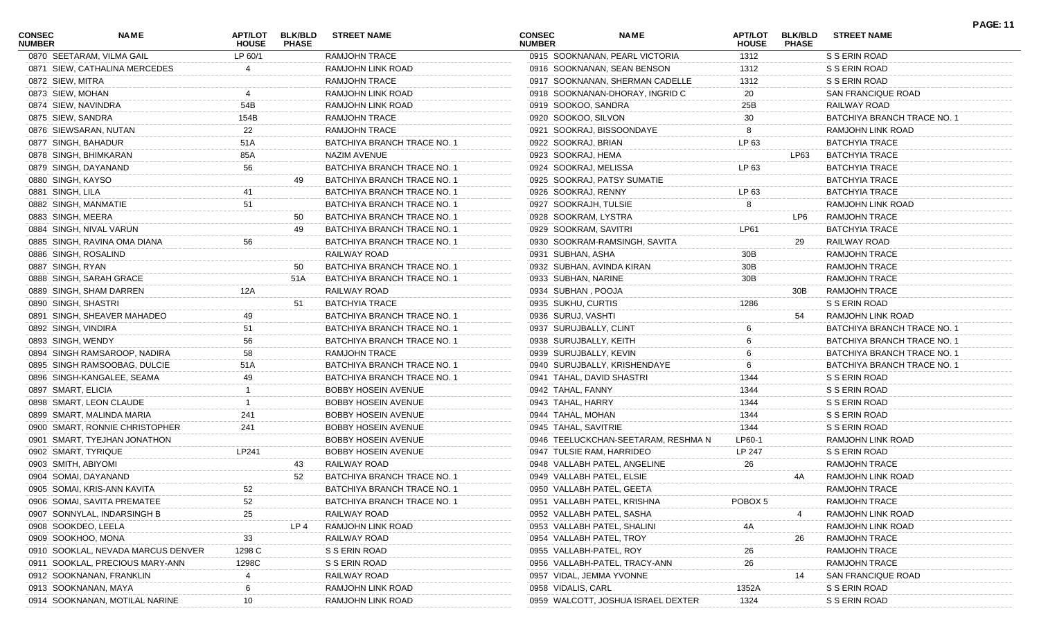| CONSEC NUMBER | NAME | APT/LOT HOUSE | BLK/BLD PHASE | STREET NAME |
|---|---|---|---|---|
| 0870 | SEETARAM, VILMA GAIL | LP 60/1 | | RAMJOHN TRACE |
| 0871 | SIEW, CATHALINA MERCEDES | 4 | | RAMJOHN LINK ROAD |
| 0872 | SIEW, MITRA | | | RAMJOHN TRACE |
| 0873 | SIEW, MOHAN | 4 | | RAMJOHN LINK ROAD |
| 0874 | SIEW, NAVINDRA | 54B | | RAMJOHN LINK ROAD |
| 0875 | SIEW, SANDRA | 154B | | RAMJOHN TRACE |
| 0876 | SIEWSARAN, NUTAN | 22 | | RAMJOHN TRACE |
| 0877 | SINGH, BAHADUR | 51A | | BATCHIYA BRANCH TRACE NO. 1 |
| 0878 | SINGH, BHIMKARAN | 85A | | NAZIM AVENUE |
| 0879 | SINGH, DAYANAND | 56 | | BATCHIYA BRANCH TRACE NO. 1 |
| 0880 | SINGH, KAYSO | | 49 | BATCHIYA BRANCH TRACE NO. 1 |
| 0881 | SINGH, LILA | 41 | | BATCHIYA BRANCH TRACE NO. 1 |
| 0882 | SINGH, MANMATIE | 51 | | BATCHIYA BRANCH TRACE NO. 1 |
| 0883 | SINGH, MEERA | | 50 | BATCHIYA BRANCH TRACE NO. 1 |
| 0884 | SINGH, NIVAL VARUN | | 49 | BATCHIYA BRANCH TRACE NO. 1 |
| 0885 | SINGH, RAVINA OMA DIANA | 56 | | BATCHIYA BRANCH TRACE NO. 1 |
| 0886 | SINGH, ROSALIND | | | RAILWAY ROAD |
| 0887 | SINGH, RYAN | | 50 | BATCHIYA BRANCH TRACE NO. 1 |
| 0888 | SINGH, SARAH GRACE | | 51A | BATCHIYA BRANCH TRACE NO. 1 |
| 0889 | SINGH, SHAM DARREN | 12A | | RAILWAY ROAD |
| 0890 | SINGH, SHASTRI | | 51 | BATCHYIA TRACE |
| 0891 | SINGH, SHEAVER MAHADEO | 49 | | BATCHIYA BRANCH TRACE NO. 1 |
| 0892 | SINGH, VINDIRA | 51 | | BATCHIYA BRANCH TRACE NO. 1 |
| 0893 | SINGH, WENDY | 56 | | BATCHIYA BRANCH TRACE NO. 1 |
| 0894 | SINGH RAMSAROOP, NADIRA | 58 | | RAMJOHN TRACE |
| 0895 | SINGH RAMSOOBAG, DULCIE | 51A | | BATCHIYA BRANCH TRACE NO. 1 |
| 0896 | SINGH-KANGALEE, SEAMA | 49 | | BATCHIYA BRANCH TRACE NO. 1 |
| 0897 | SMART, ELICIA | 1 | | BOBBY HOSEIN AVENUE |
| 0898 | SMART, LEON CLAUDE | 1 | | BOBBY HOSEIN AVENUE |
| 0899 | SMART, MALINDA MARIA | 241 | | BOBBY HOSEIN AVENUE |
| 0900 | SMART, RONNIE CHRISTOPHER | 241 | | BOBBY HOSEIN AVENUE |
| 0901 | SMART, TYEJHAN JONATHON | | | BOBBY HOSEIN AVENUE |
| 0902 | SMART, TYRIQUE | LP241 | | BOBBY HOSEIN AVENUE |
| 0903 | SMITH, ABIYOMI | | 43 | RAILWAY ROAD |
| 0904 | SOMAI, DAYANAND | | 52 | BATCHIYA BRANCH TRACE NO. 1 |
| 0905 | SOMAI, KRIS-ANN KAVITA | 52 | | BATCHIYA BRANCH TRACE NO. 1 |
| 0906 | SOMAI, SAVITA PREMATEE | 52 | | BATCHIYA BRANCH TRACE NO. 1 |
| 0907 | SONNYLAL, INDARSINGH B | 25 | | RAILWAY ROAD |
| 0908 | SOOKDEO, LEELA | | LP 4 | RAMJOHN LINK ROAD |
| 0909 | SOOKHOO, MONA | 33 | | RAILWAY ROAD |
| 0910 | SOOKLAL, NEVADA MARCUS DENVER | 1298 C | | S S ERIN ROAD |
| 0911 | SOOKLAL, PRECIOUS MARY-ANN | 1298C | | S S ERIN ROAD |
| 0912 | SOOKNANAN, FRANKLIN | 4 | | RAILWAY ROAD |
| 0913 | SOOKNANAN, MAYA | 6 | | RAMJOHN LINK ROAD |
| 0914 | SOOKNANAN, MOTILAL NARINE | 10 | | RAMJOHN LINK ROAD |
| 0915 | SOOKNANAN, PEARL VICTORIA | 1312 | | S S ERIN ROAD |
| 0916 | SOOKNANAN, SEAN BENSON | 1312 | | S S ERIN ROAD |
| 0917 | SOOKNANAN, SHERMAN CADELLE | 1312 | | S S ERIN ROAD |
| 0918 | SOOKNANAN-DHORAY, INGRID C | 20 | | SAN FRANCIQUE ROAD |
| 0919 | SOOKOO, SANDRA | 25B | | RAILWAY ROAD |
| 0920 | SOOKOO, SILVON | 30 | | BATCHIYA BRANCH TRACE NO. 1 |
| 0921 | SOOKRAJ, BISSOONDAYE | 8 | | RAMJOHN LINK ROAD |
| 0922 | SOOKRAJ, BRIAN | LP 63 | | BATCHYIA TRACE |
| 0923 | SOOKRAJ, HEMA | | LP63 | BATCHYIA TRACE |
| 0924 | SOOKRAJ, MELISSA | LP 63 | | BATCHYIA TRACE |
| 0925 | SOOKRAJ, PATSY SUMATIE | | | BATCHYIA TRACE |
| 0926 | SOOKRAJ, RENNY | LP 63 | | BATCHYIA TRACE |
| 0927 | SOOKRAJH, TULSIE | 8 | | RAMJOHN LINK ROAD |
| 0928 | SOOKRAM, LYSTRA | | LP6 | RAMJOHN TRACE |
| 0929 | SOOKRAM, SAVITRI | LP61 | | BATCHYIA TRACE |
| 0930 | SOOKRAM-RAMSINGH, SAVITA | | 29 | RAILWAY ROAD |
| 0931 | SUBHAN, ASHA | 30B | | RAMJOHN TRACE |
| 0932 | SUBHAN, AVINDA KIRAN | 30B | | RAMJOHN TRACE |
| 0933 | SUBHAN, NARINE | 30B | | RAMJOHN TRACE |
| 0934 | SUBHAN , POOJA | | 30B | RAMJOHN TRACE |
| 0935 | SUKHU, CURTIS | 1286 | | S S ERIN ROAD |
| 0936 | SURUJ, VASHTI | | 54 | RAMJOHN LINK ROAD |
| 0937 | SURUJBALLY, CLINT | 6 | | BATCHIYA BRANCH TRACE NO. 1 |
| 0938 | SURUJBALLY, KEITH | 6 | | BATCHIYA BRANCH TRACE NO. 1 |
| 0939 | SURUJBALLY, KEVIN | 6 | | BATCHIYA BRANCH TRACE NO. 1 |
| 0940 | SURUJBALLY, KRISHENDAYE | 6 | | BATCHIYA BRANCH TRACE NO. 1 |
| 0941 | TAHAL, DAVID SHASTRI | 1344 | | S S ERIN ROAD |
| 0942 | TAHAL, FANNY | 1344 | | S S ERIN ROAD |
| 0943 | TAHAL, HARRY | 1344 | | S S ERIN ROAD |
| 0944 | TAHAL, MOHAN | 1344 | | S S ERIN ROAD |
| 0945 | TAHAL, SAVITRIE | 1344 | | S S ERIN ROAD |
| 0946 | TEELUCKCHAN-SEETARAM, RESHMA N | LP60-1 | | RAMJOHN LINK ROAD |
| 0947 | TULSIE RAM, HARRIDEO | LP 247 | | S S ERIN ROAD |
| 0948 | VALLABH PATEL, ANGELINE | 26 | | RAMJOHN TRACE |
| 0949 | VALLABH PATEL, ELSIE | | 4A | RAMJOHN LINK ROAD |
| 0950 | VALLABH PATEL, GEETA | | | RAMJOHN TRACE |
| 0951 | VALLABH PATEL, KRISHNA | POBOX 5 | | RAMJOHN TRACE |
| 0952 | VALLABH PATEL, SASHA | | 4 | RAMJOHN LINK ROAD |
| 0953 | VALLABH PATEL, SHALINI | 4A | | RAMJOHN LINK ROAD |
| 0954 | VALLABH PATEL, TROY | | 26 | RAMJOHN TRACE |
| 0955 | VALLABH-PATEL, ROY | 26 | | RAMJOHN TRACE |
| 0956 | VALLABH-PATEL, TRACY-ANN | 26 | | RAMJOHN TRACE |
| 0957 | VIDAL, JEMMA YVONNE | | 14 | SAN FRANCIQUE ROAD |
| 0958 | VIDALIS, CARL | 1352A | | S S ERIN ROAD |
| 0959 | WALCOTT, JOSHUA ISRAEL DEXTER | 1324 | | S S ERIN ROAD |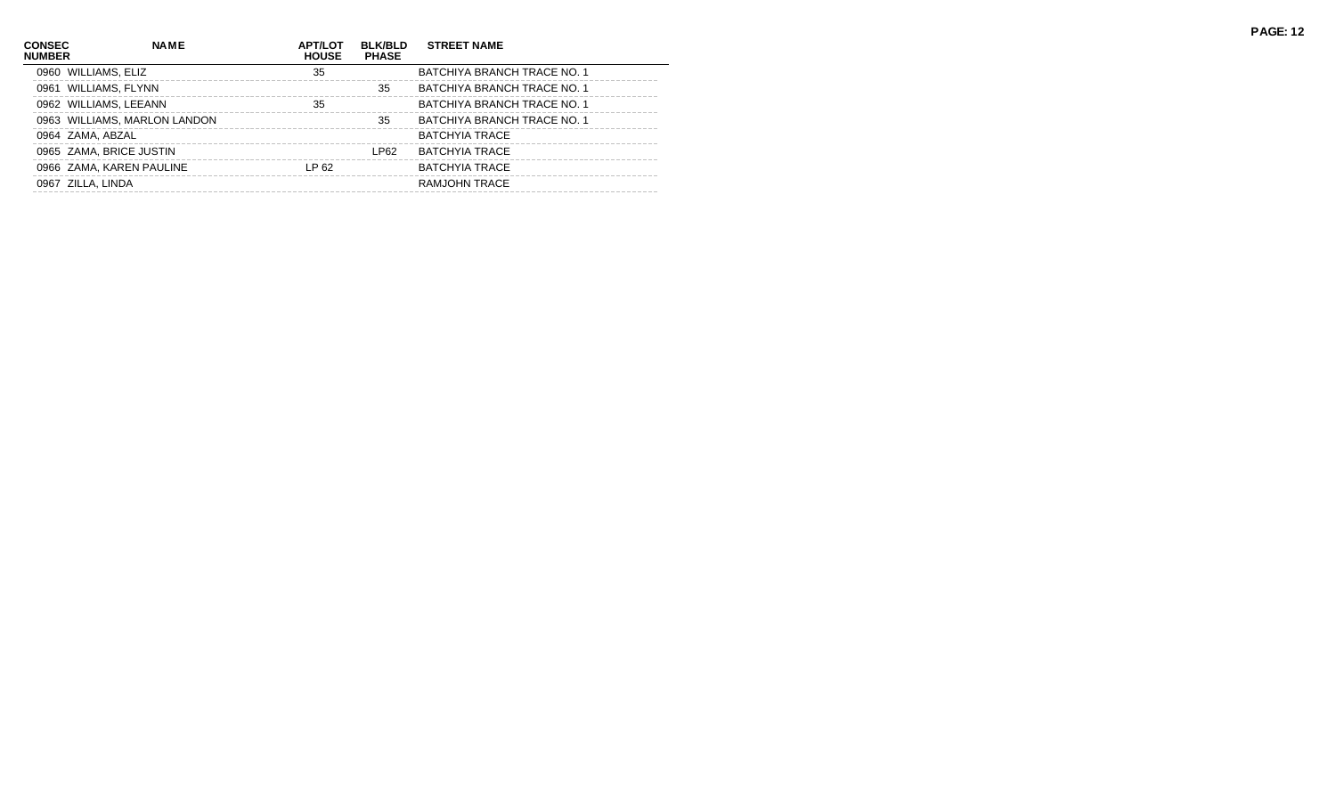| CONSEC NUMBER | NAME | APT/LOT HOUSE | BLK/BLD PHASE | STREET NAME |
| --- | --- | --- | --- | --- |
| 0960 | WILLIAMS, ELIZ | 35 | | BATCHIYA BRANCH TRACE NO. 1 |
| 0961 | WILLIAMS, FLYNN | | 35 | BATCHIYA BRANCH TRACE NO. 1 |
| 0962 | WILLIAMS, LEEANN | 35 | | BATCHIYA BRANCH TRACE NO. 1 |
| 0963 | WILLIAMS, MARLON LANDON | | 35 | BATCHIYA BRANCH TRACE NO. 1 |
| 0964 | ZAMA, ABZAL | | | BATCHYIA TRACE |
| 0965 | ZAMA, BRICE JUSTIN | | LP62 | BATCHYIA TRACE |
| 0966 | ZAMA, KAREN PAULINE | LP 62 | | BATCHYIA TRACE |
| 0967 | ZILLA, LINDA | | | RAMJOHN TRACE |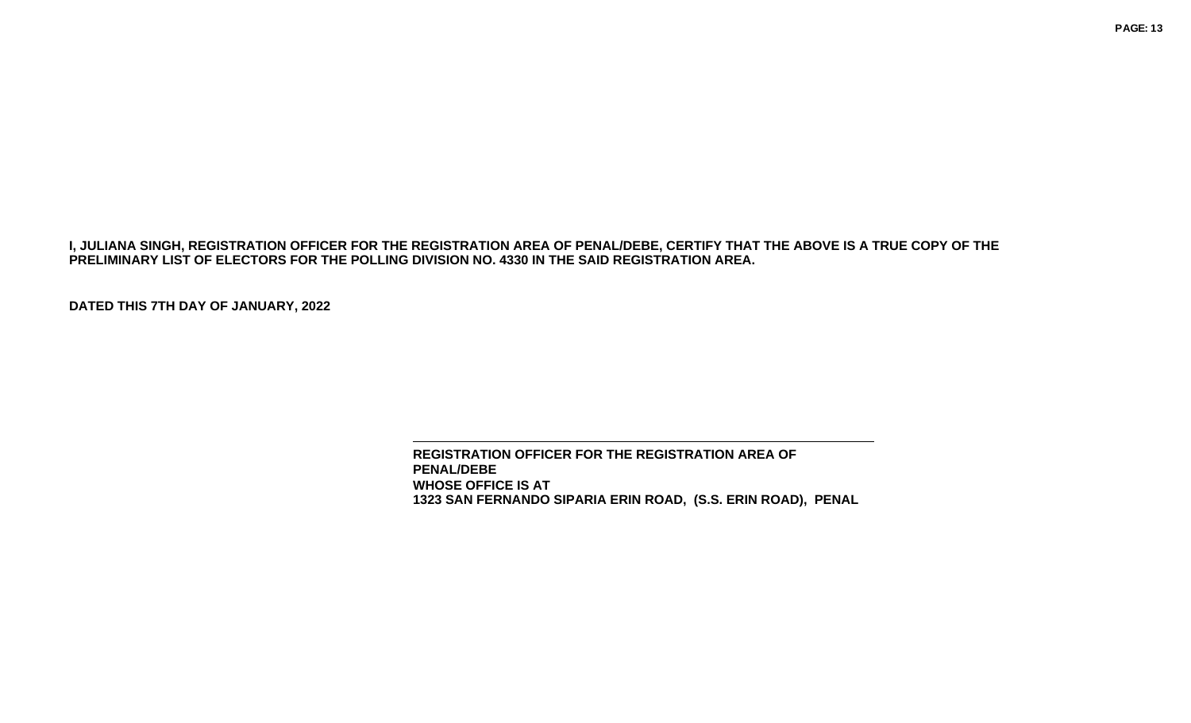**I, JULIANA SINGH, REGISTRATION OFFICER FOR THE REGISTRATION AREA OF PENAL/DEBE, CERTIFY THAT THE ABOVE IS A TRUE COPY OF THE PRELIMINARY LIST OF ELECTORS FOR THE POLLING DIVISION NO. 4330 IN THE SAID REGISTRATION AREA.**

**DATED THIS 7TH DAY OF JANUARY, 2022**

---

**REGISTRATION OFFICER FOR THE REGISTRATION AREA OF PENAL/DEBE**
**WHOSE OFFICE IS AT**
**1323 SAN FERNANDO SIPARIA ERIN ROAD, (S.S. ERIN ROAD), PENAL**